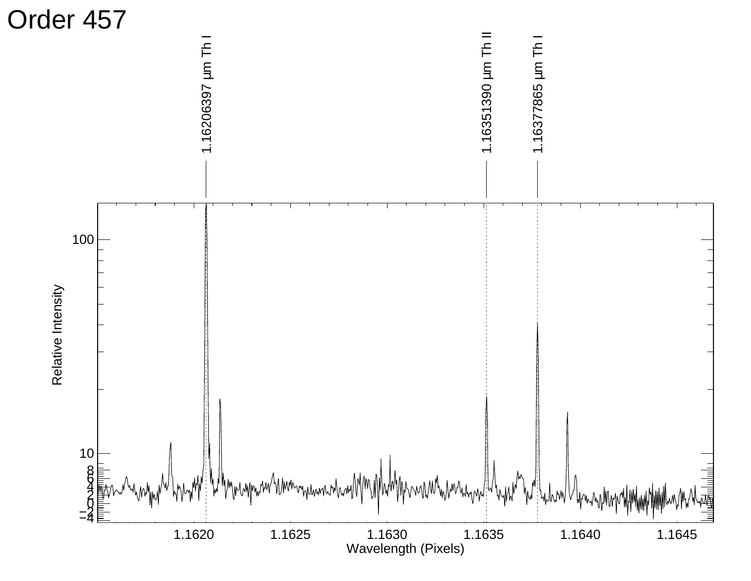# Order 457

1.16206397 μm Th I

1.16351390 μm Th II

1.16377865 μm Th I

Relative Intensity

Wavelength (Pixels)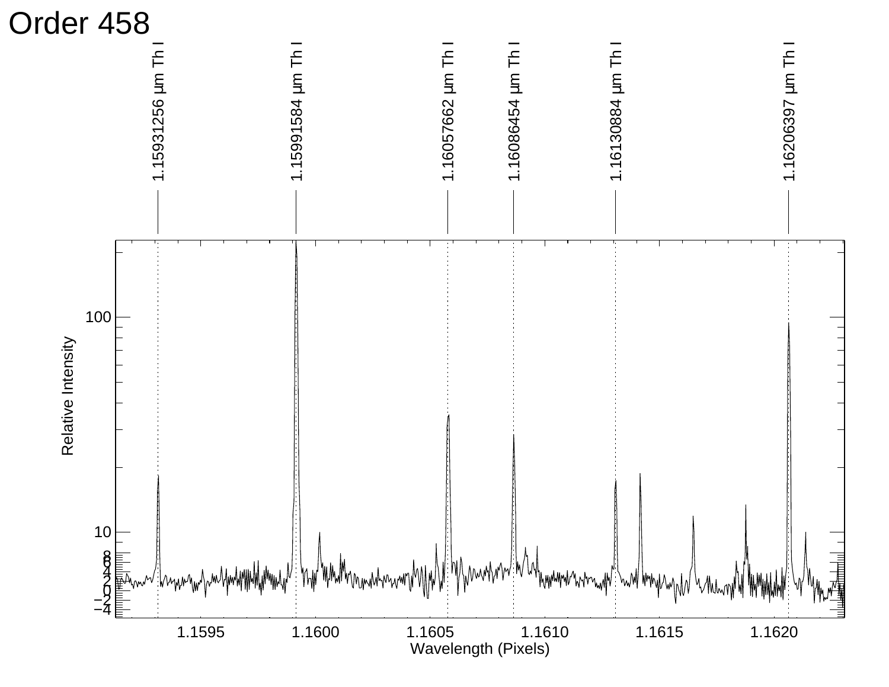# Order 458

1.15931256 μm Th I

1.15991584 μm Th I

1.16057662 μm Th I

1.16086454 μm Th I

1.16130884 μm Th I

1.16206397 μm Th I

Relative Intensity

Wavelength (Pixels)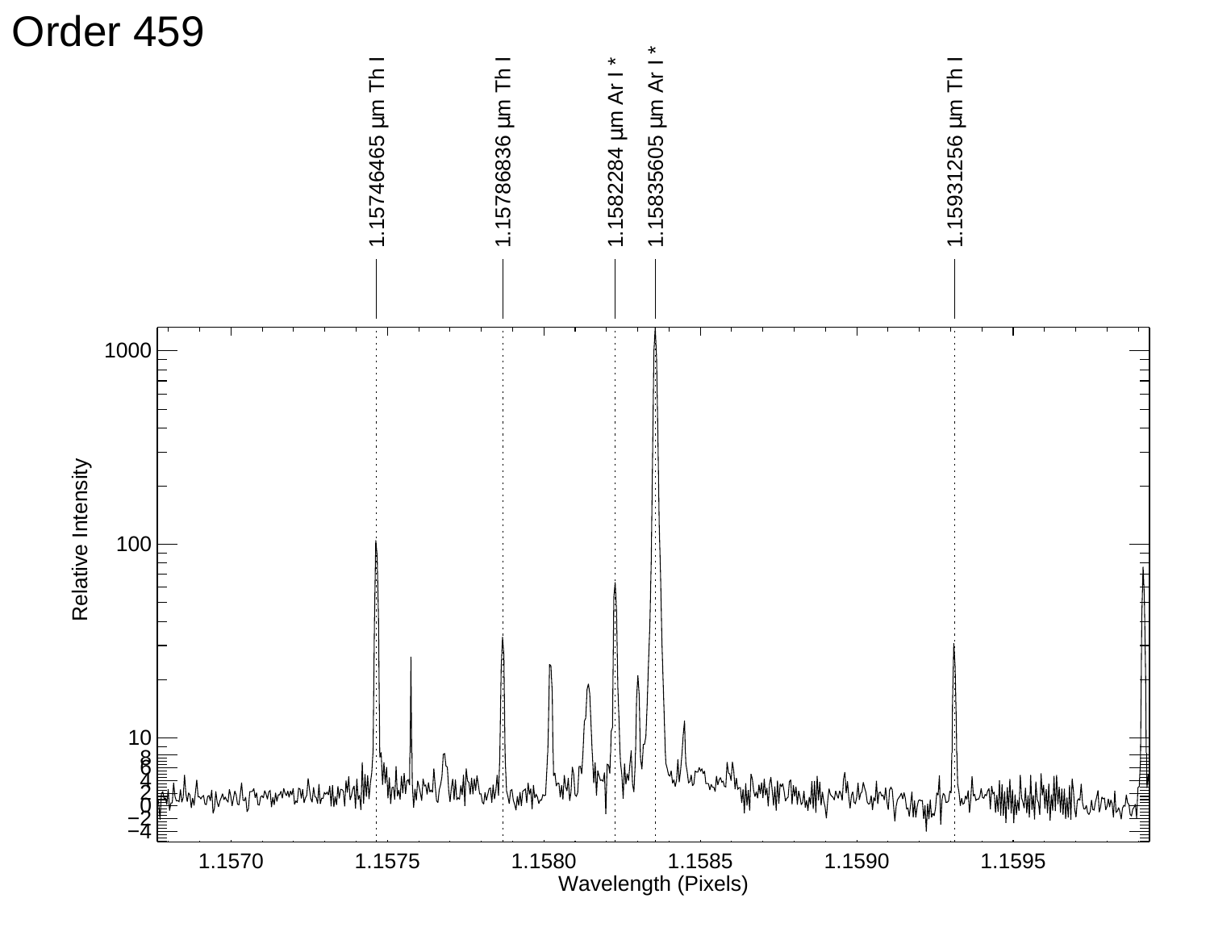# Order 459

1.15746465 μm Th I

1.15786836 μm Th I

1.1582284 μm Ar I *

1.15835605 μm Ar I *

1.15931256 μm Th I

Relative Intensity

Wavelength (Pixels)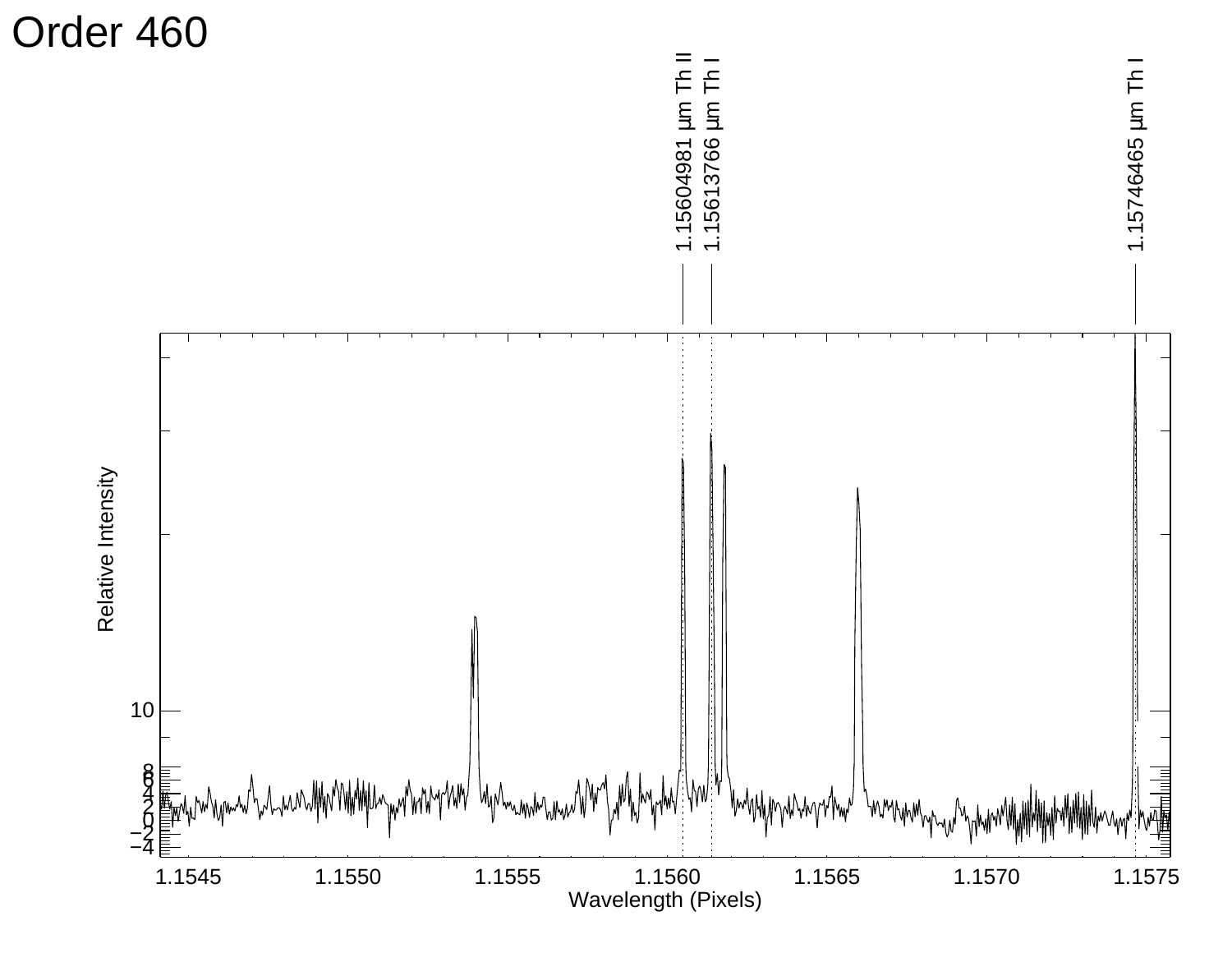# Order 460

1.15604981 µm Th II

1.15613766 µm Th I

1.15746465 µm Th I

Relative Intensity

Wavelength (Pixels)

1.1545 1.1550 1.1555 1.1560 1.1565 1.1570 1.1575

10 8 6 4 2 0 −2 −4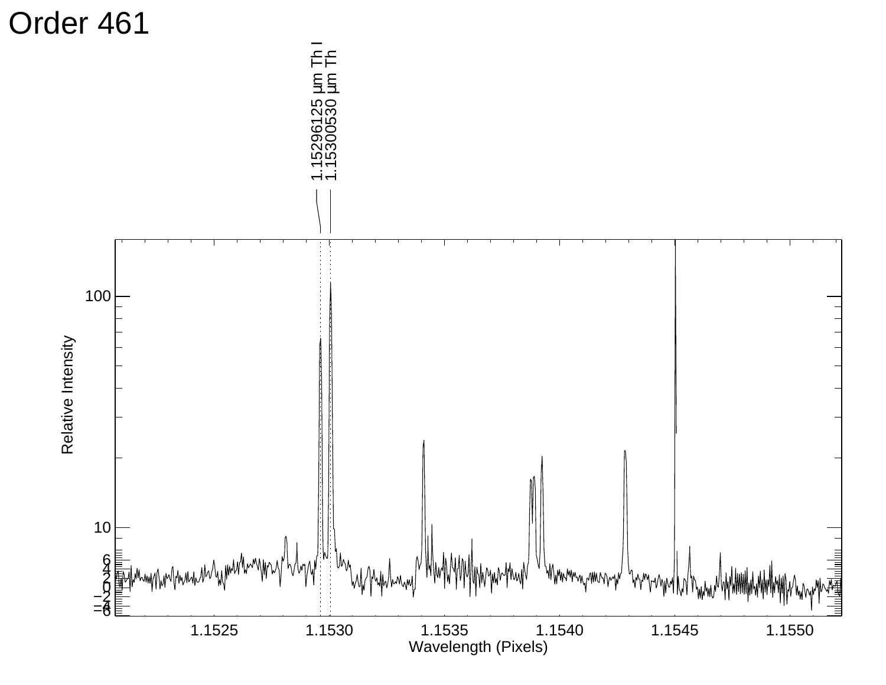# Order 461

1.15296125 μm Th I
1.15300530 μm Th

Relative Intensity

Wavelength (Pixels)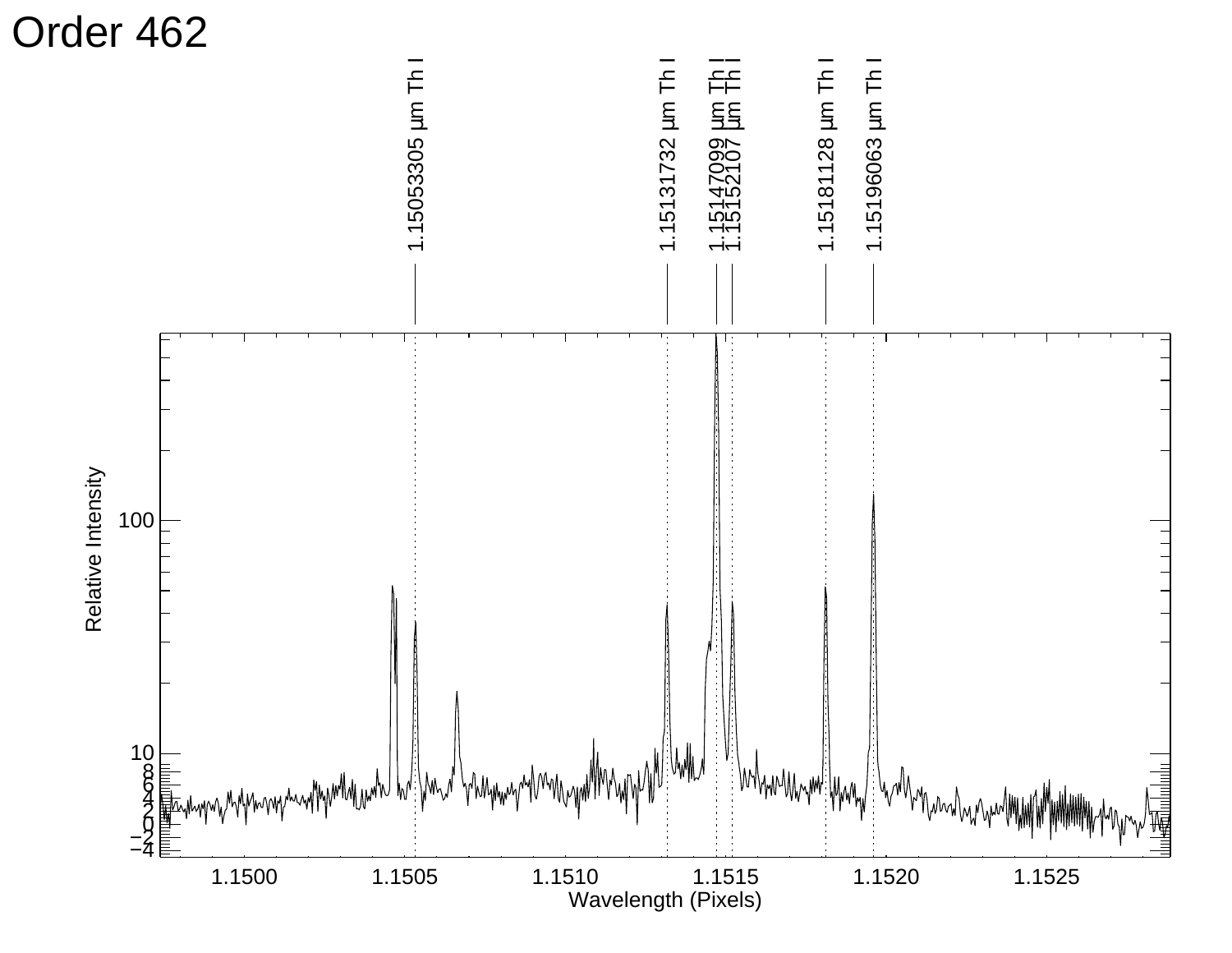# Order 462

1.15053305 μm Th I

1.15131732 μm Th I

1.15147099 μm Th I

1.15152107 μm Th I

1.15181128 μm Th I

1.15196063 μm Th I

Relative Intensity

Wavelength (Pixels)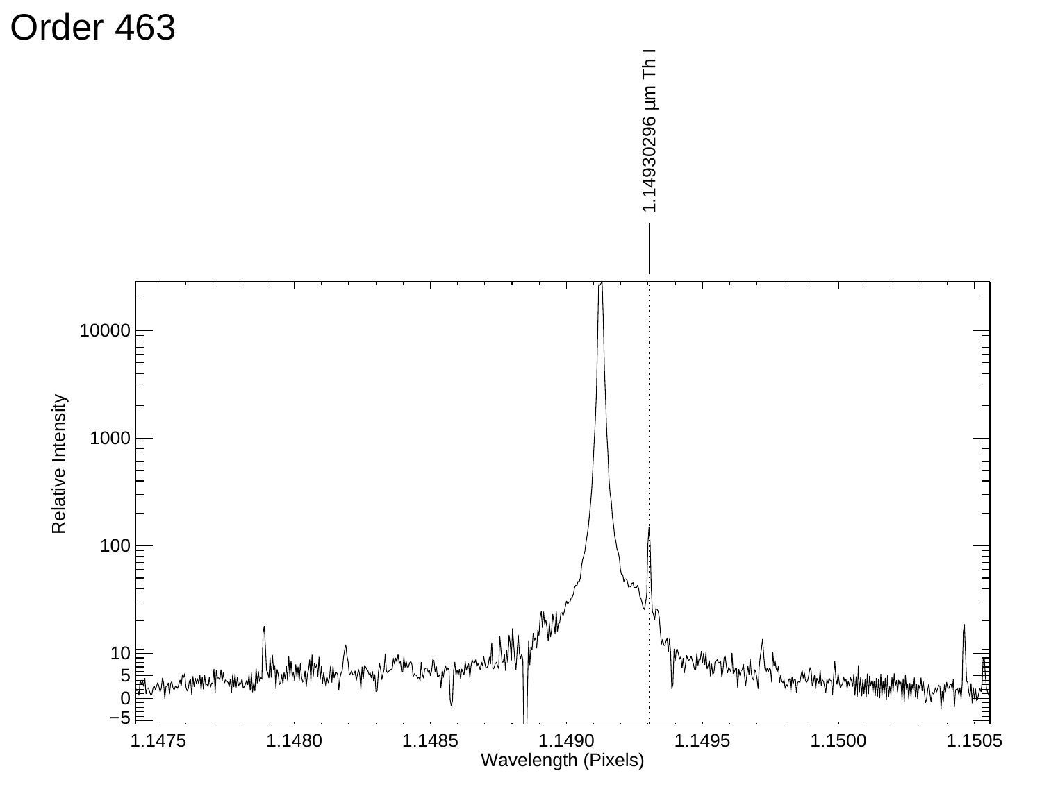# Order 463

1.14930296 μm Th I

Relative Intensity

Wavelength (Pixels)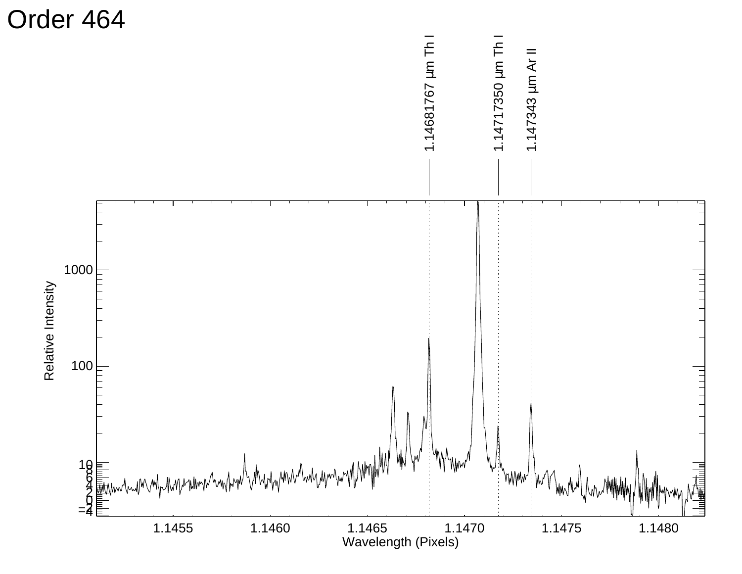# Order 464

1.14681767 μm Th I

1.14717350 μm Th I

1.147343 μm Ar II

Relative Intensity

Wavelength (Pixels)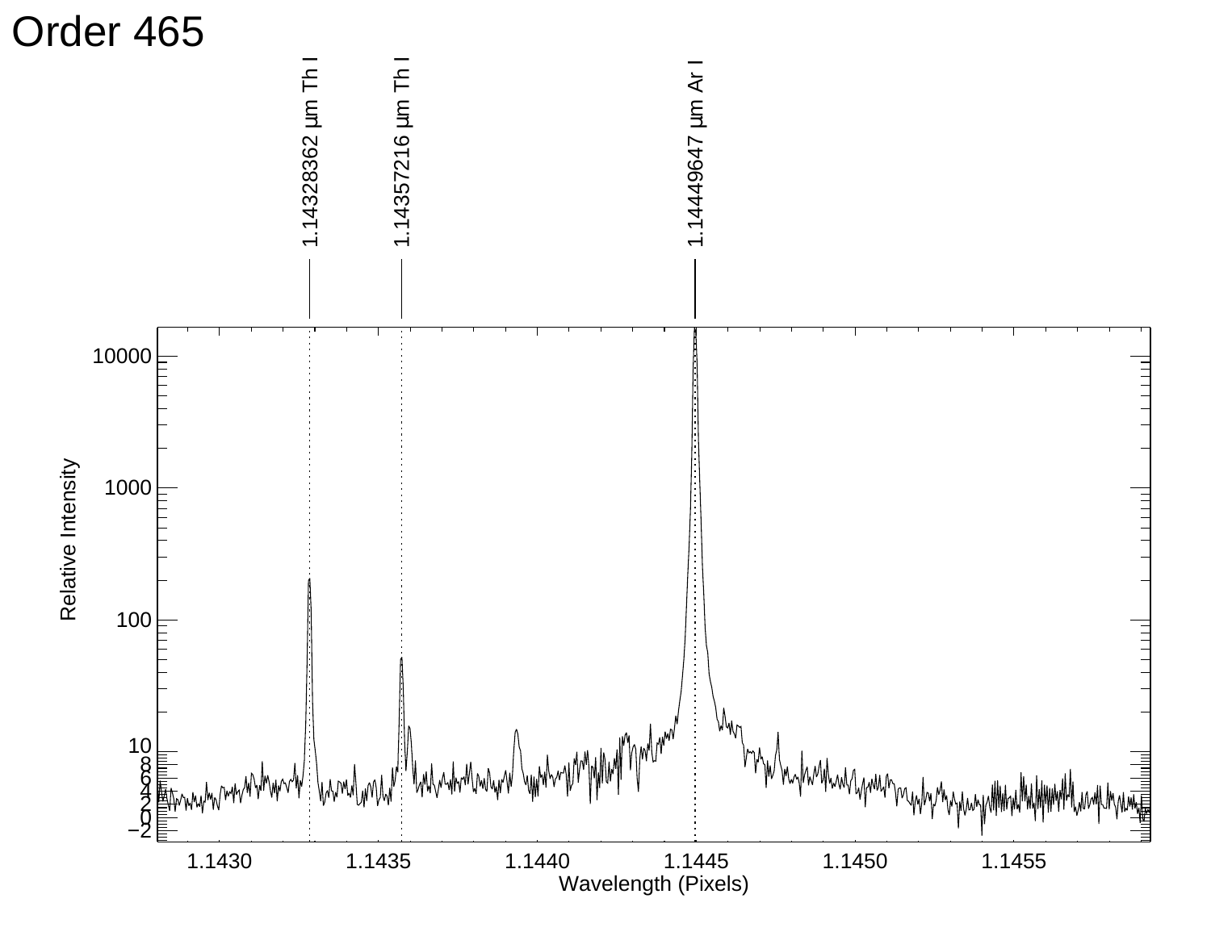# Order 465

1.14328362 μm Th I

1.14357216 μm Th I

1.14449647 μm Ar I

Relative Intensity

Wavelength (Pixels)

1.1430 1.1435 1.1440 1.1445 1.1450 1.1455

10000 1000 100 10 8 6 4 2 0 −2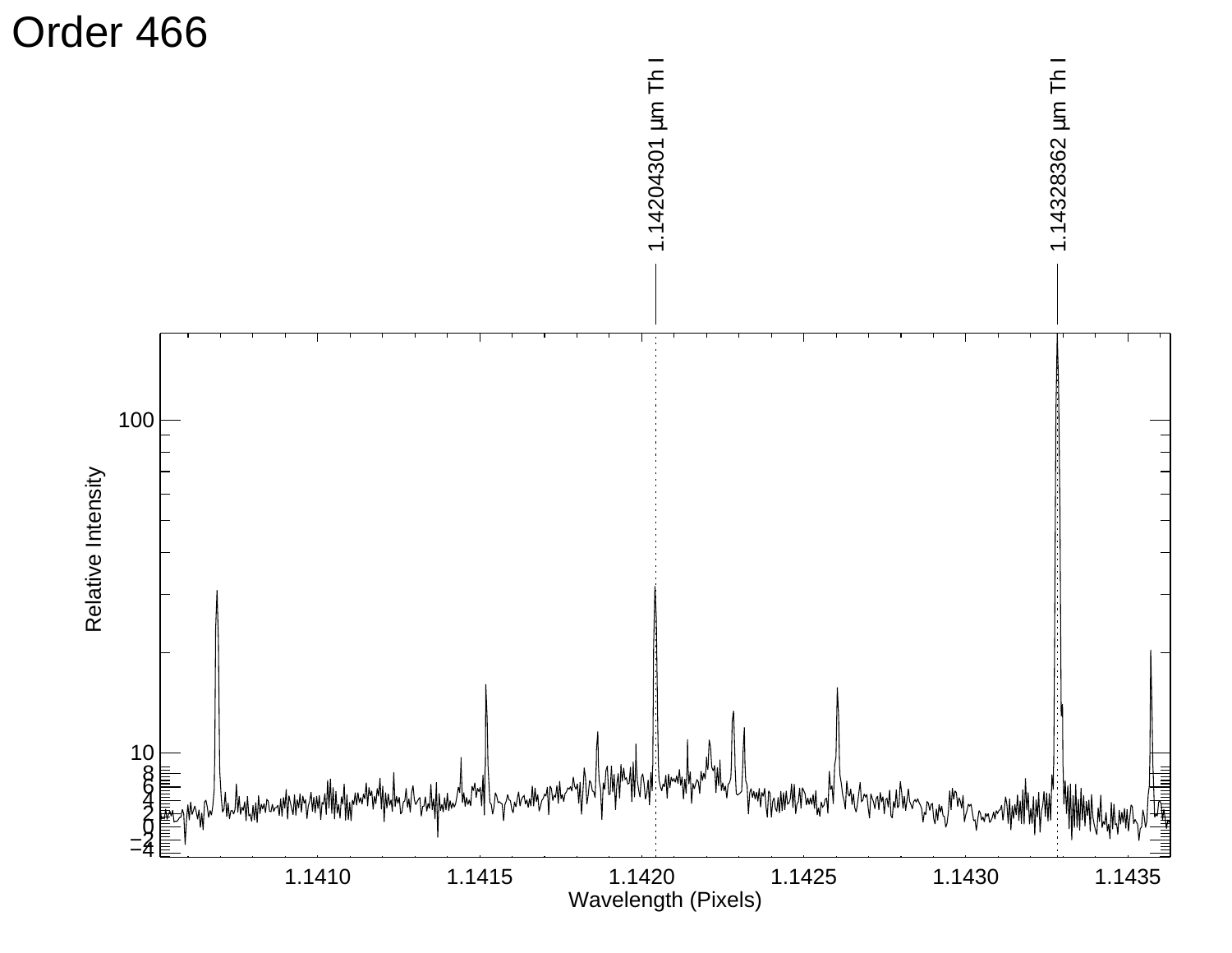# Order 466

1.14204301 μm Th I

1.14328362 μm Th I

Relative Intensity

Wavelength (Pixels)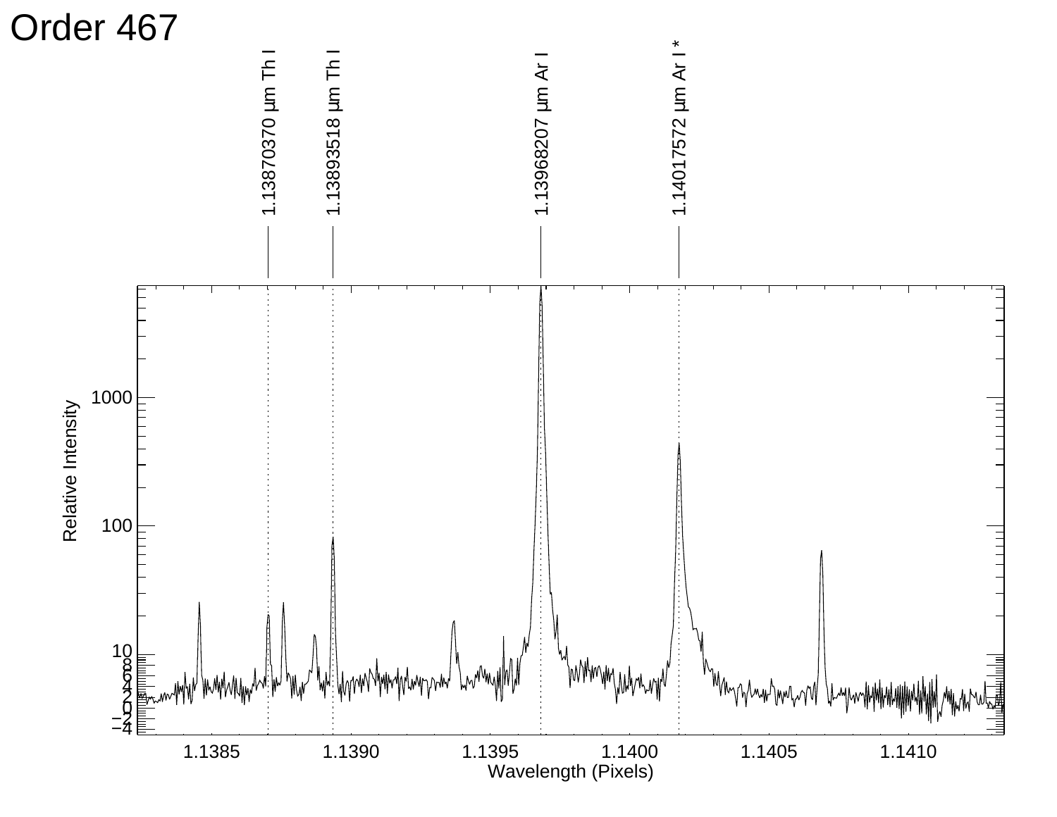# Order 467

1.13870370 μm Th I

1.13893518 μm Th I

1.13968207 μm Ar I

1.14017572 μm Ar I *

Relative Intensity

Wavelength (Pixels)

1.1385 1.1390 1.1395 1.1400 1.1405 1.1410

1000 100 10 8 6 4 2 0 −2 −4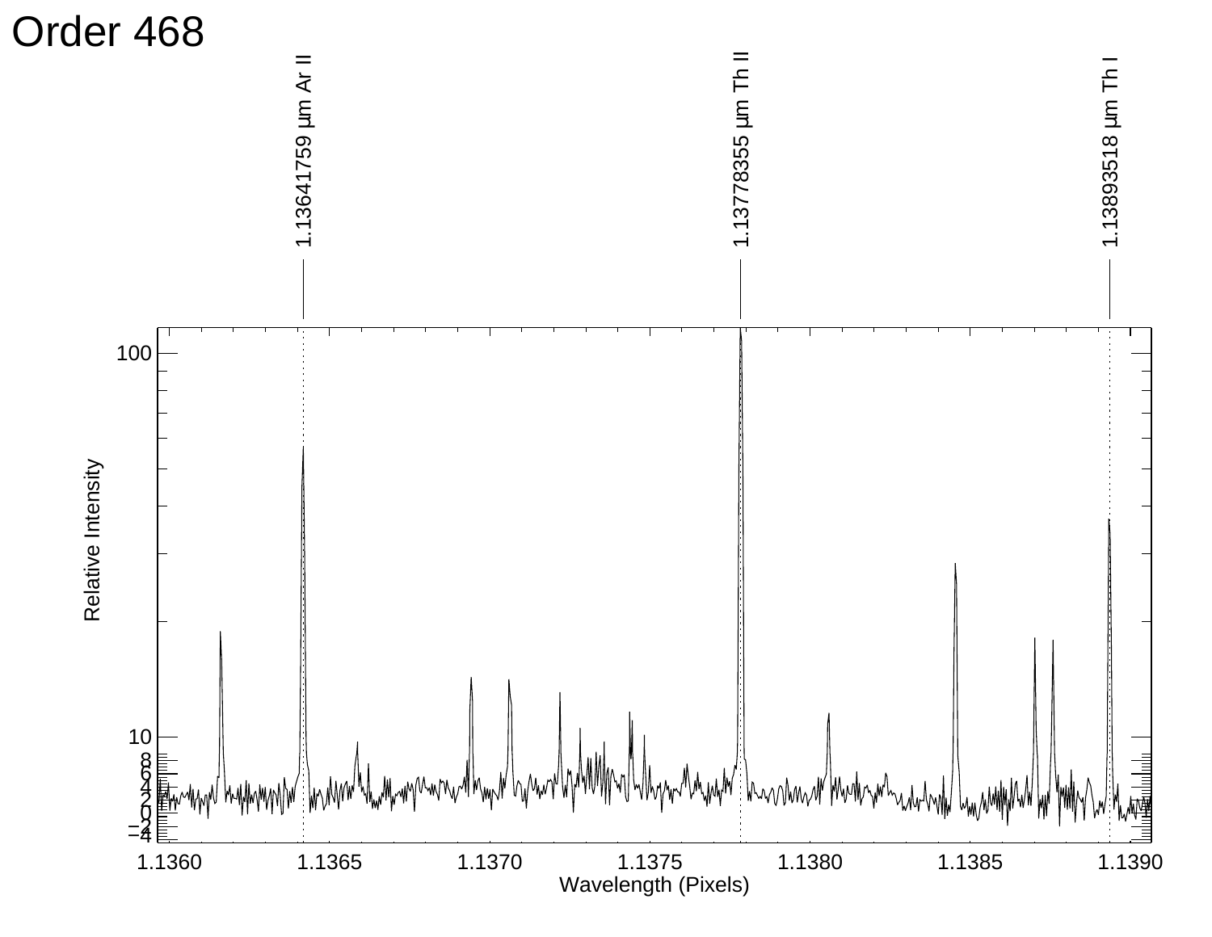# Order 468

1.13641759 µm Ar II

1.13778355 µm Th II

1.13893518 µm Th I

Relative Intensity

Wavelength (Pixels)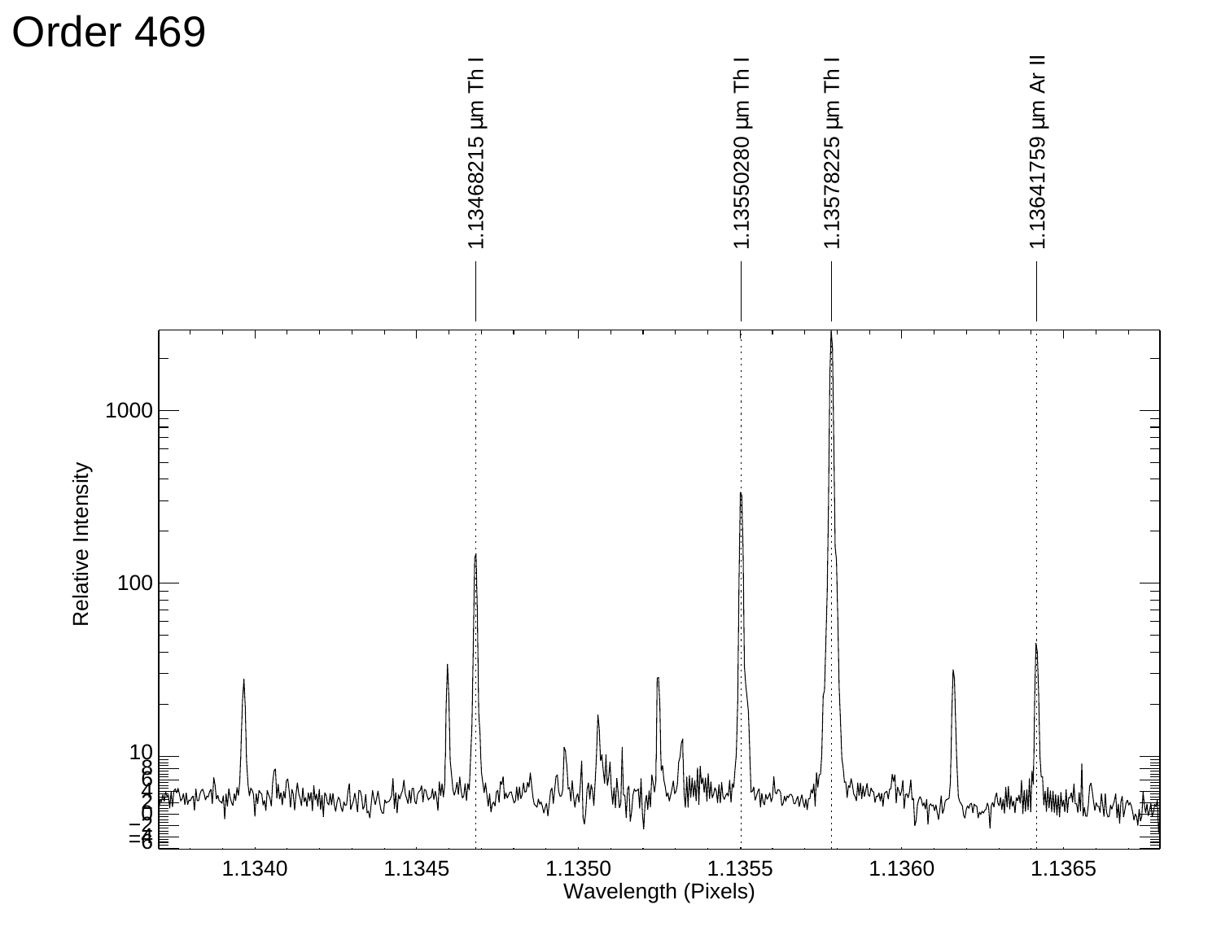# Order 469

1.13468215 μm Th I

1.13550280 μm Th I

1.13578225 μm Th I

1.13641759 μm Ar II

Relative Intensity

Wavelength (Pixels)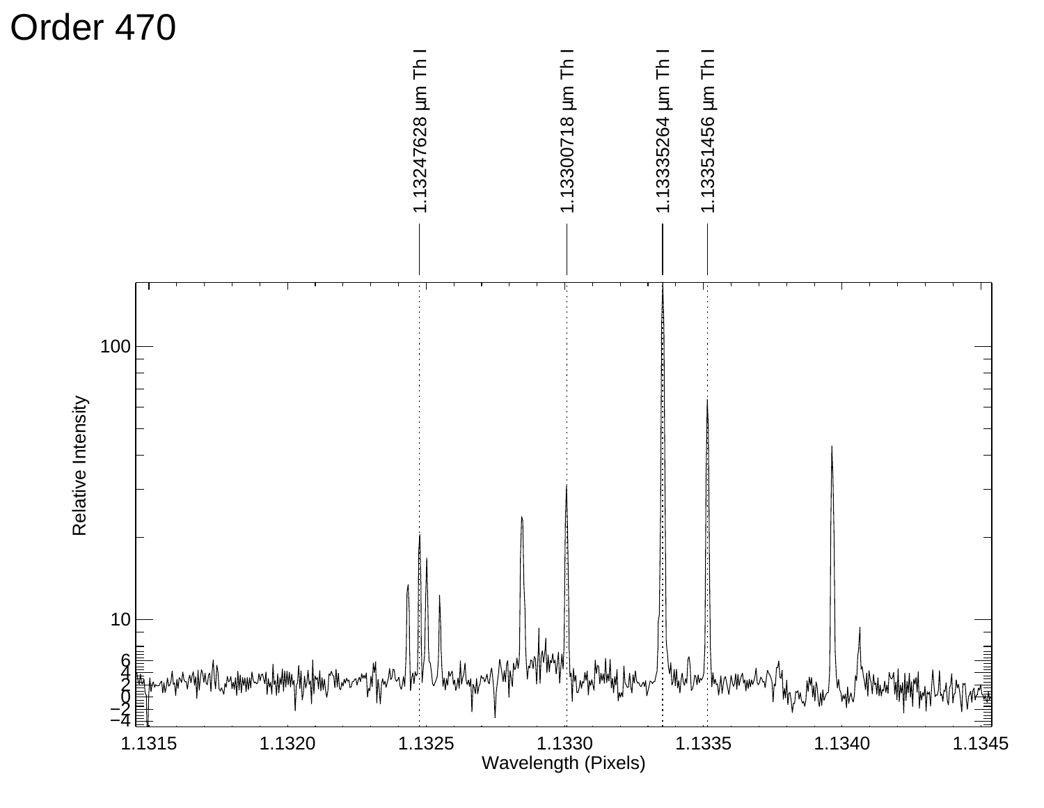# Order 470

1.13247628 μm Th I

1.13300718 μm Th I

1.13335264 μm Th I

1.13351456 μm Th I

Relative Intensity

Wavelength (Pixels)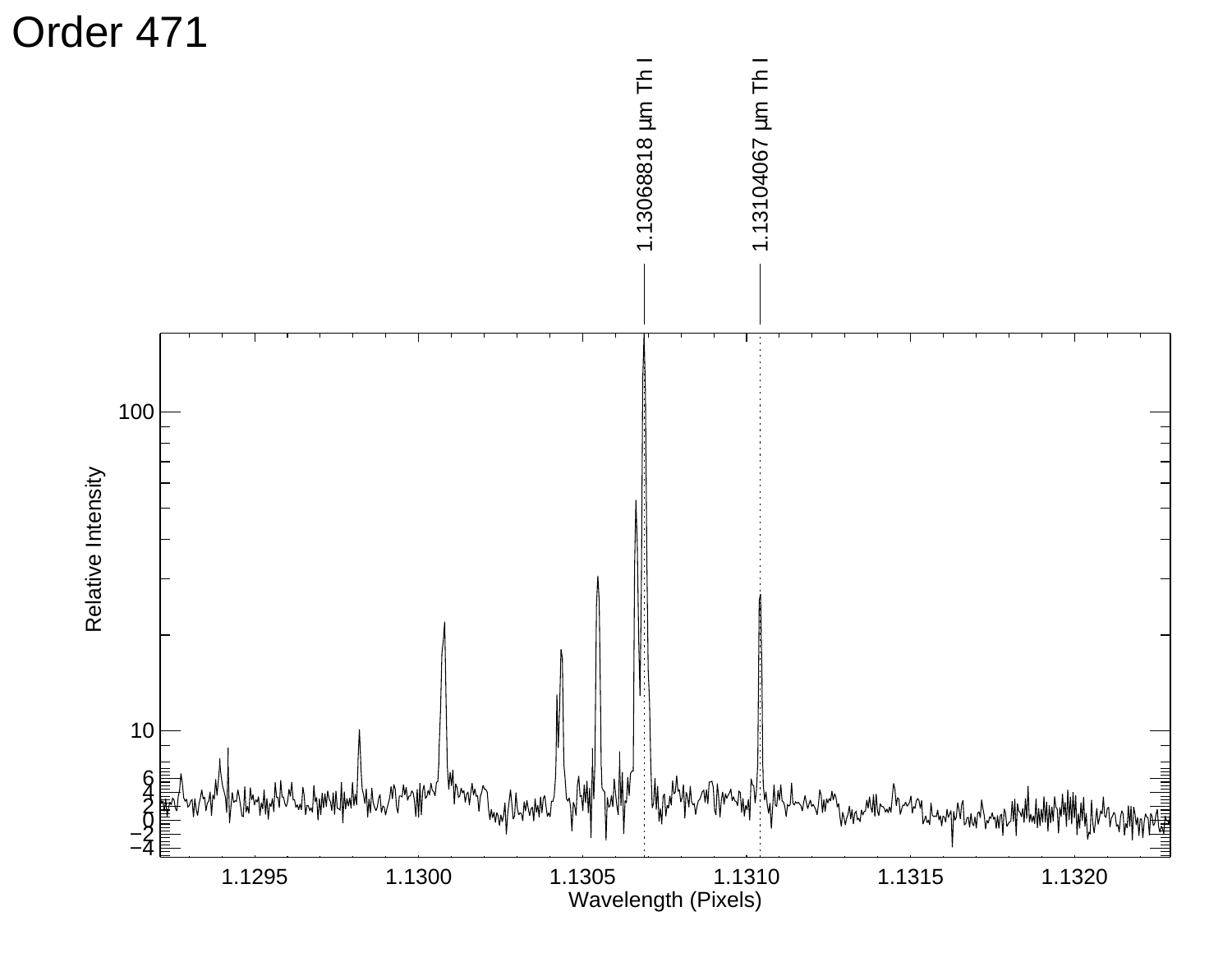# Order 471

1.13068818 μm Th I

1.13104067 μm Th I

Relative Intensity

Wavelength (Pixels)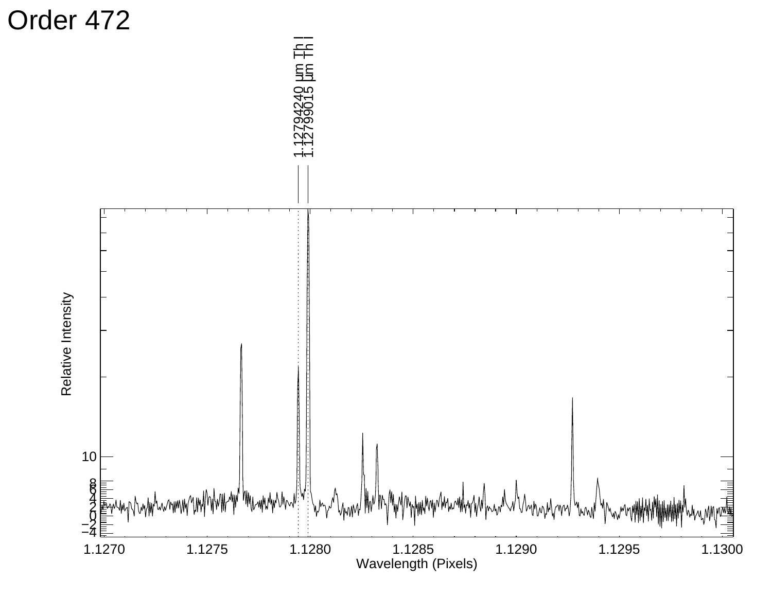# Order 472

1.12794240 μm Th I
1.12799015 μm Th I

Relative Intensity

Wavelength (Pixels)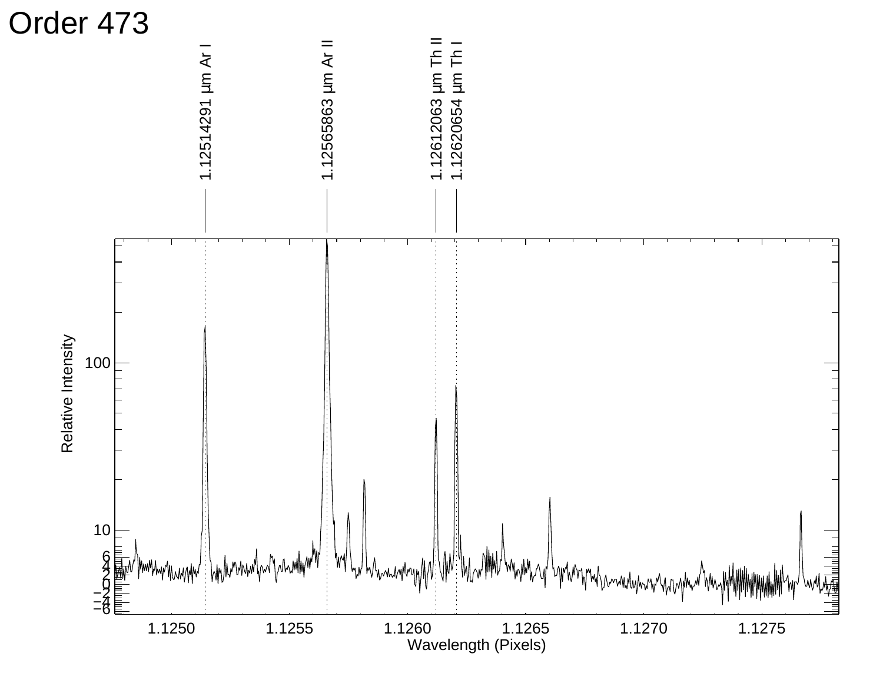# Order 473

1.12514291 μm Ar I

1.12565863 μm Ar II

1.12612063 μm Th II

1.12620654 μm Th I

Relative Intensity

Wavelength (Pixels)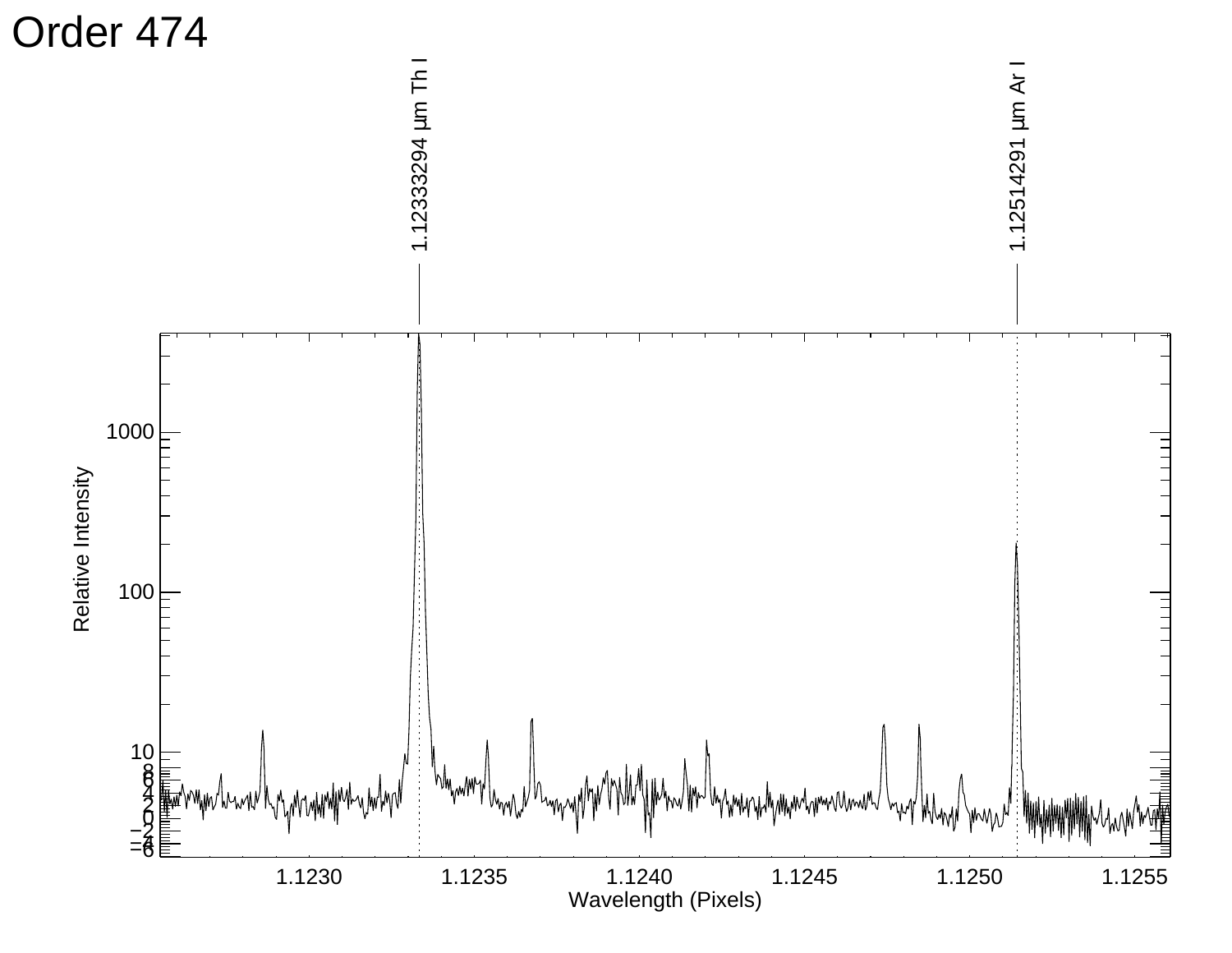# Order 474

1.12333294 μm Th I

1.12514291 μm Ar I

Relative Intensity

Wavelength (Pixels)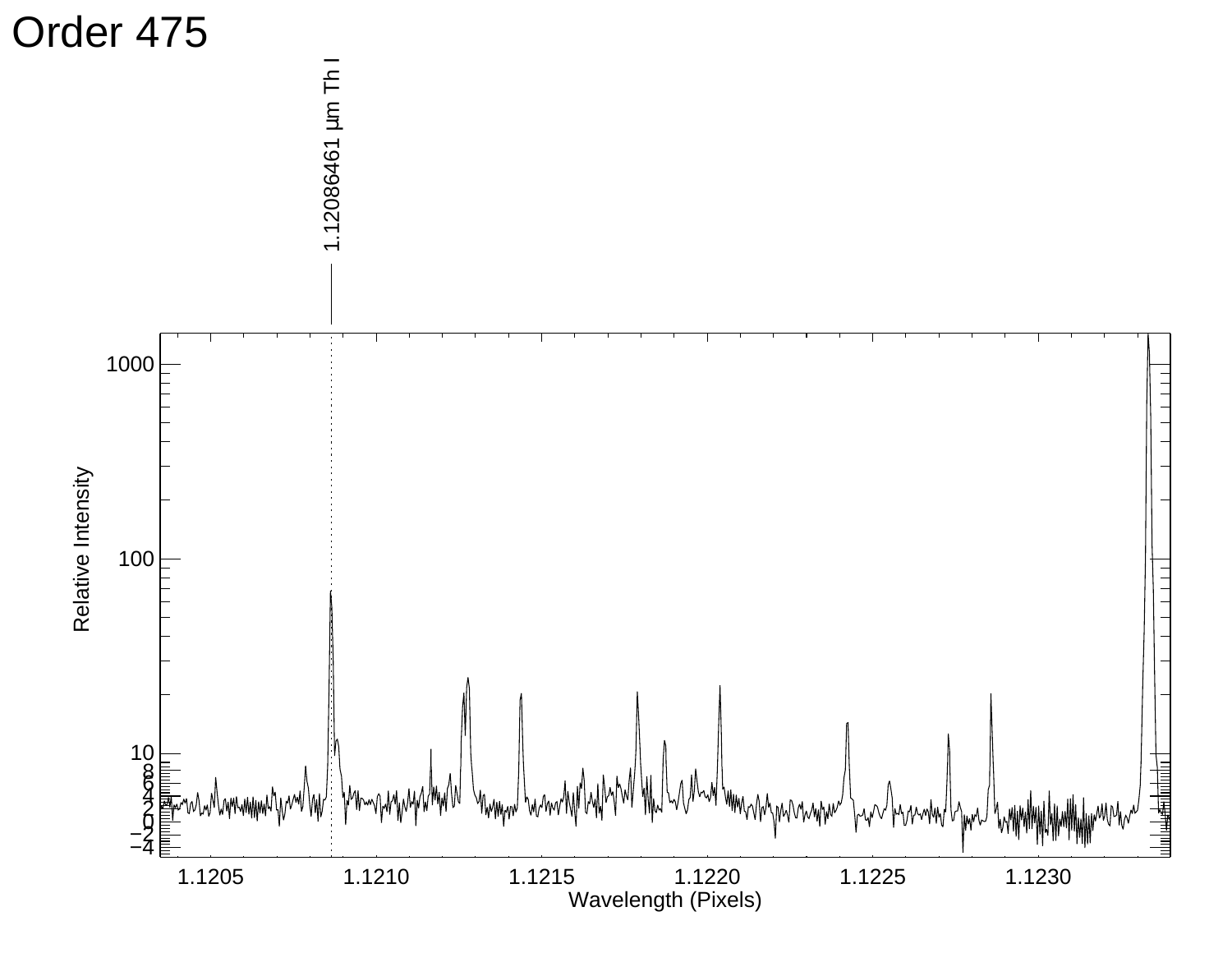# Order 475

1.12086461 μm Th I

Relative Intensity

Wavelength (Pixels)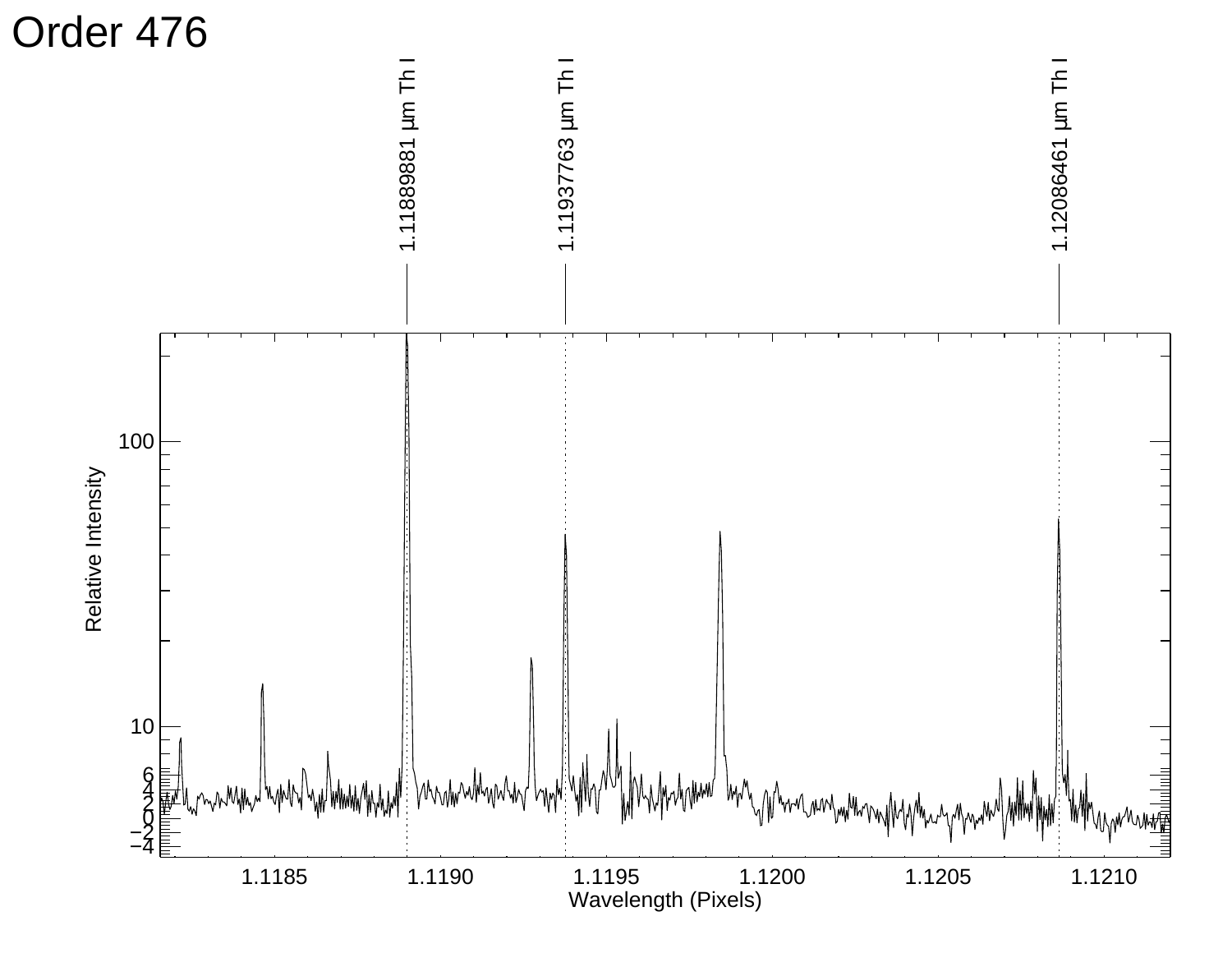# Order 476

1.11889881 μm Th I

1.11937763 μm Th I

1.12086461 μm Th I

Relative Intensity

Wavelength (Pixels)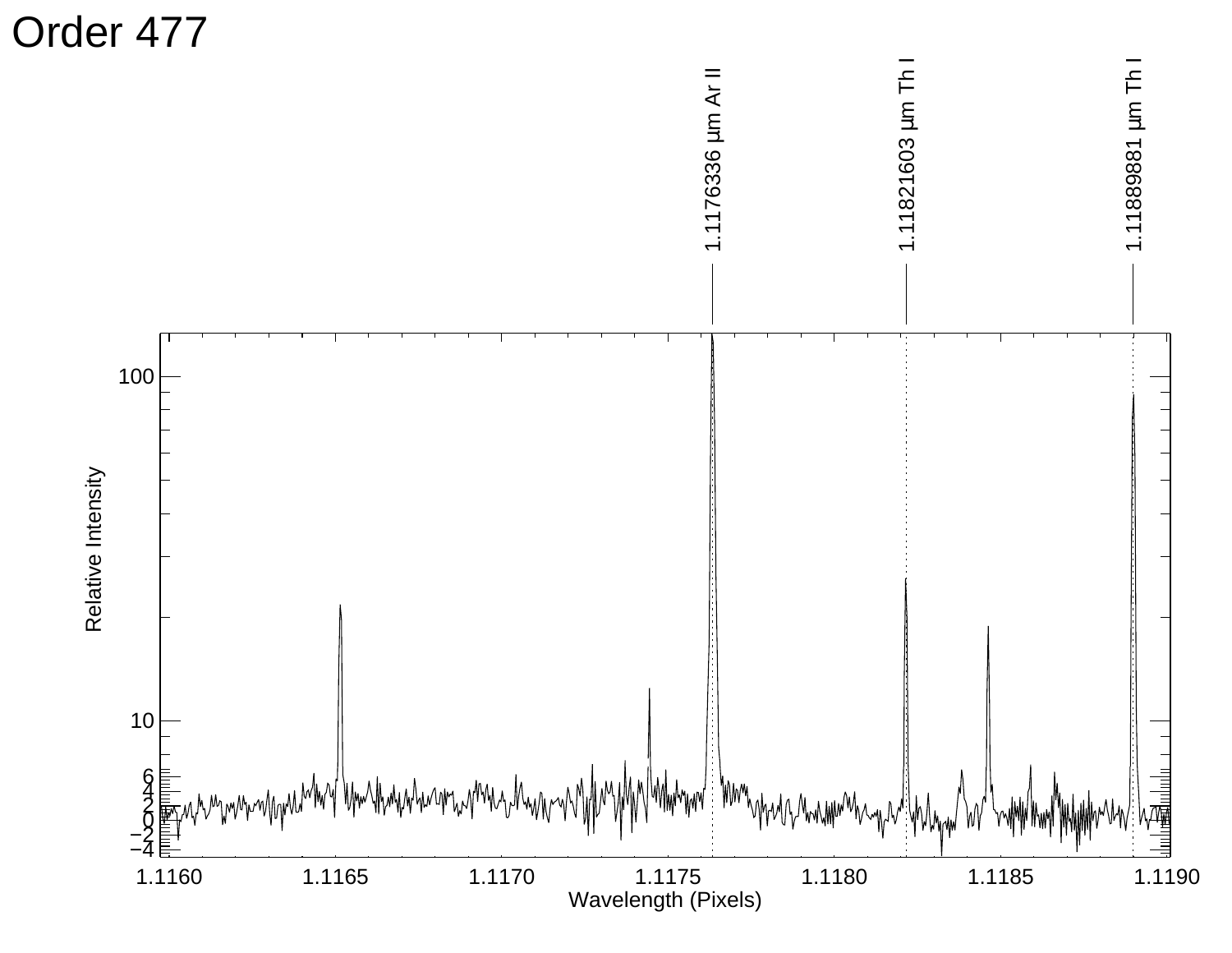# Order 477

1.1176336 µm Ar II

1.11821603 µm Th I

1.11889881 µm Th I

Relative Intensity

Wavelength (Pixels)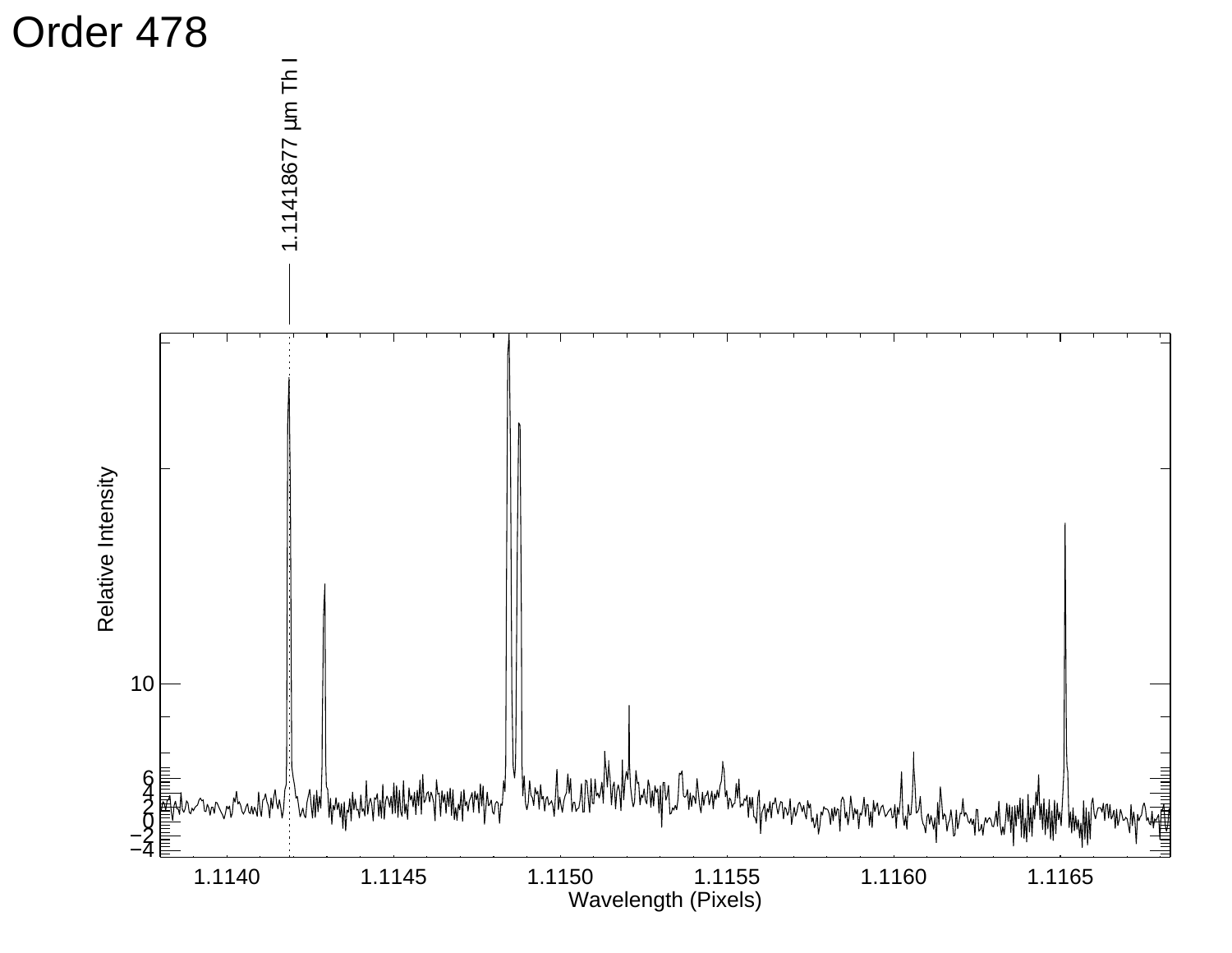# Order 478

1.11418677 μm Th I

Relative Intensity

Wavelength (Pixels)

1.1140 1.1145 1.1150 1.1155 1.1160 1.1165

10

6
4
2
0
−2
−4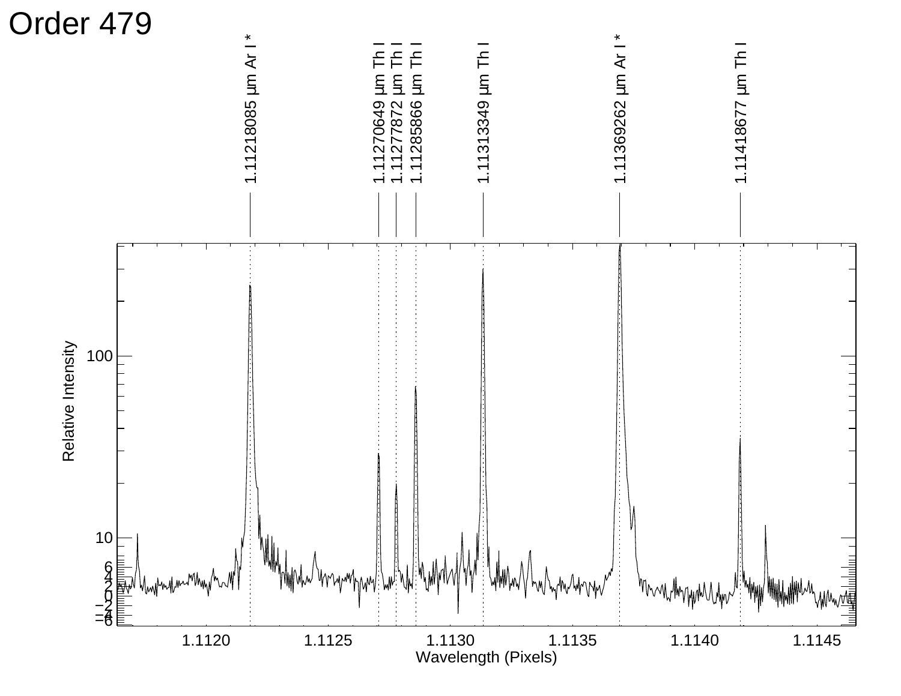# Order 479

1.11218085 µm Ar I *

1.11270649 µm Th I

1.11277872 µm Th I

1.11285866 µm Th I

1.11313349 µm Th I

1.11369262 µm Ar I *

1.11418677 µm Th I

Relative Intensity

Wavelength (Pixels)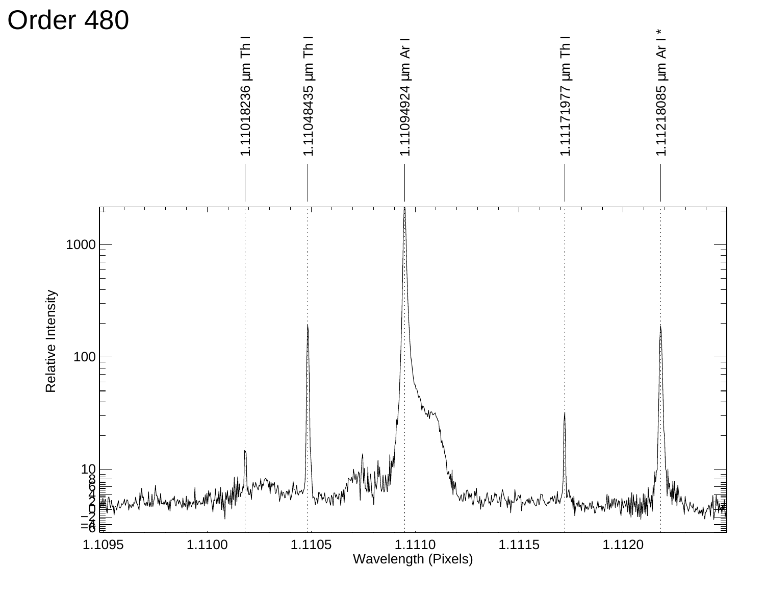# Order 480

1.11018236 µm Th I

1.11048435 µm Th I

1.11094924 µm Ar I

1.11171977 µm Th I

1.11218085 µm Ar I *

Relative Intensity

Wavelength (Pixels)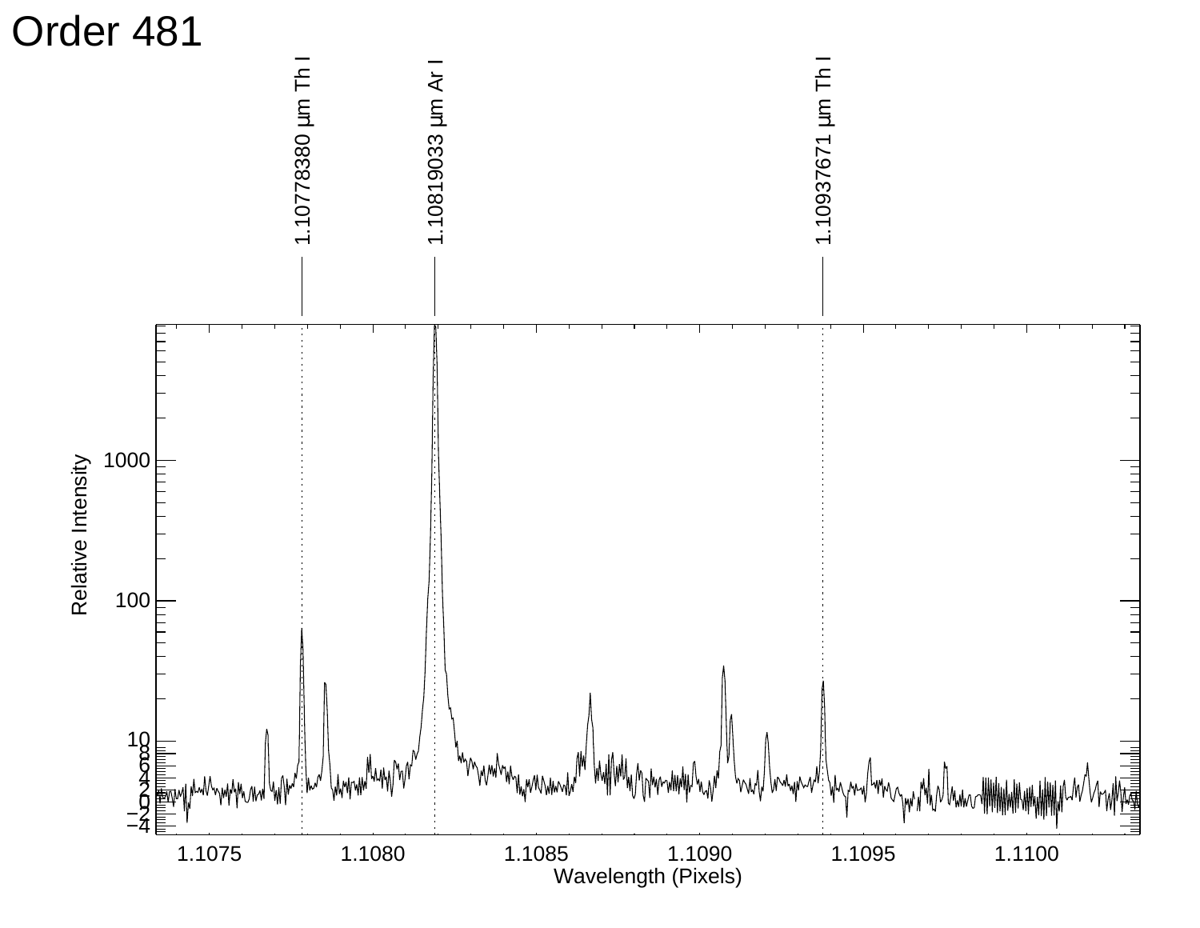# Order 481

1.10778380 µm Th I

1.10819033 µm Ar I

1.10937671 µm Th I

Relative Intensity

Wavelength (Pixels)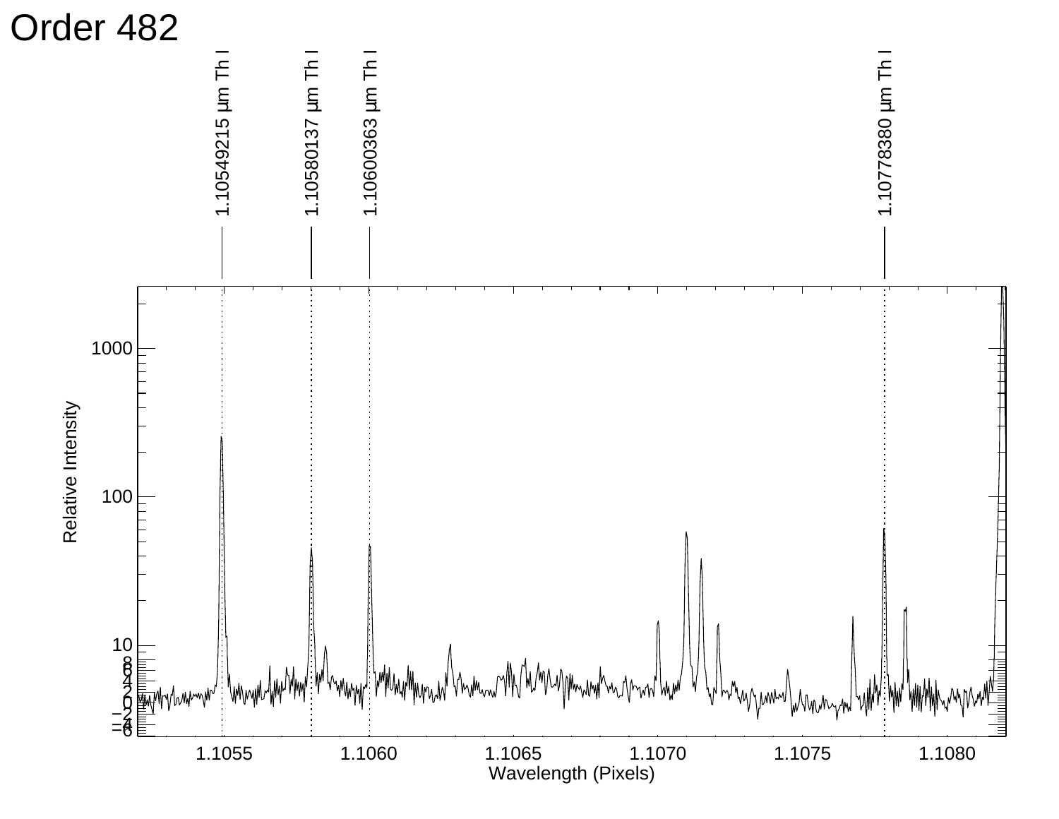# Order 482

1.10549215 µm Th I

1.10580137 µm Th I

1.10600363 µm Th I

1.10778380 µm Th I

Relative Intensity

Wavelength (Pixels)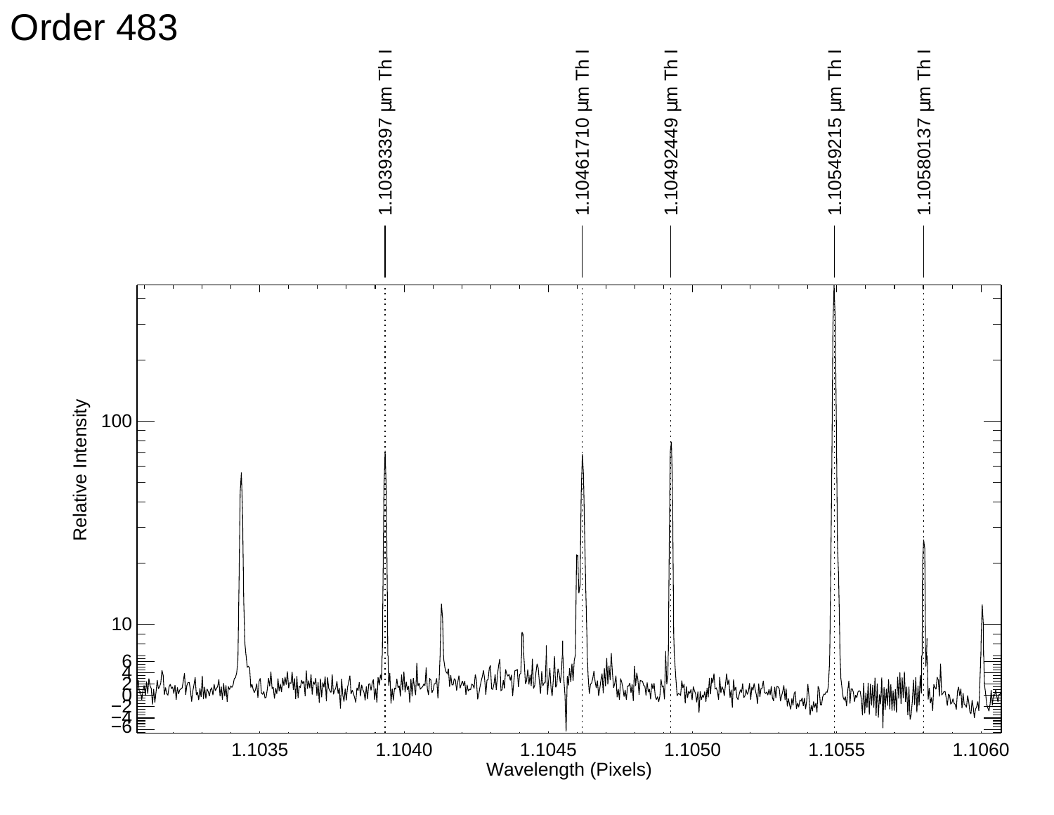# Order 483

1.10393397 μm Th I

1.10461710 μm Th I

1.10492449 μm Th I

1.10549215 μm Th I

1.10580137 μm Th I

Relative Intensity

Wavelength (Pixels)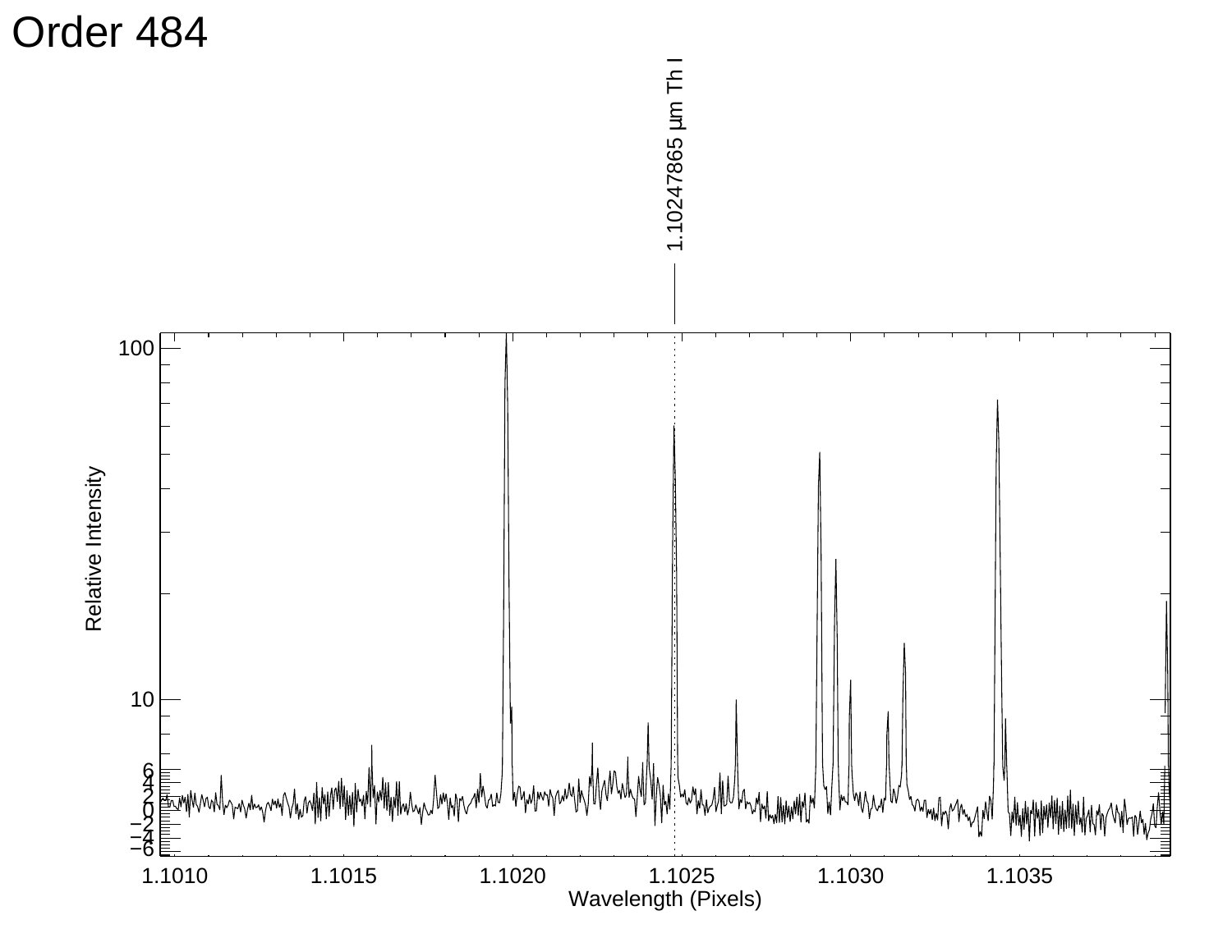# Order 484

1.10247865 µm Th I

Relative Intensity

Wavelength (Pixels)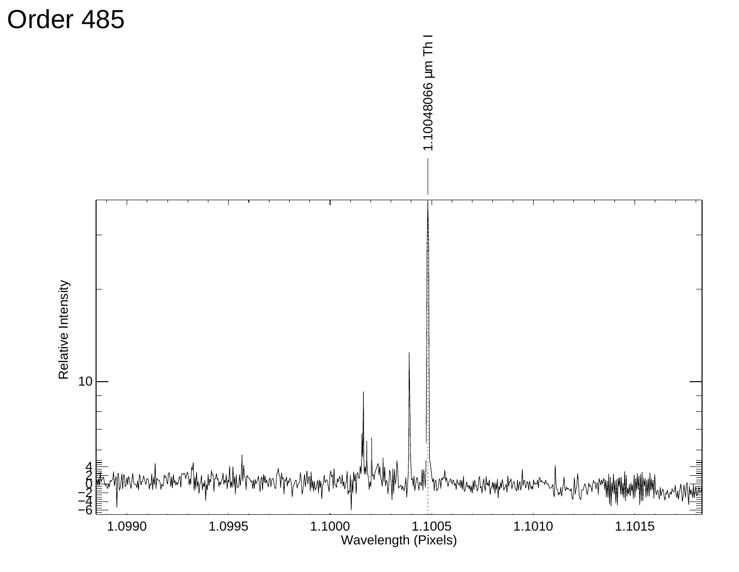# Order 485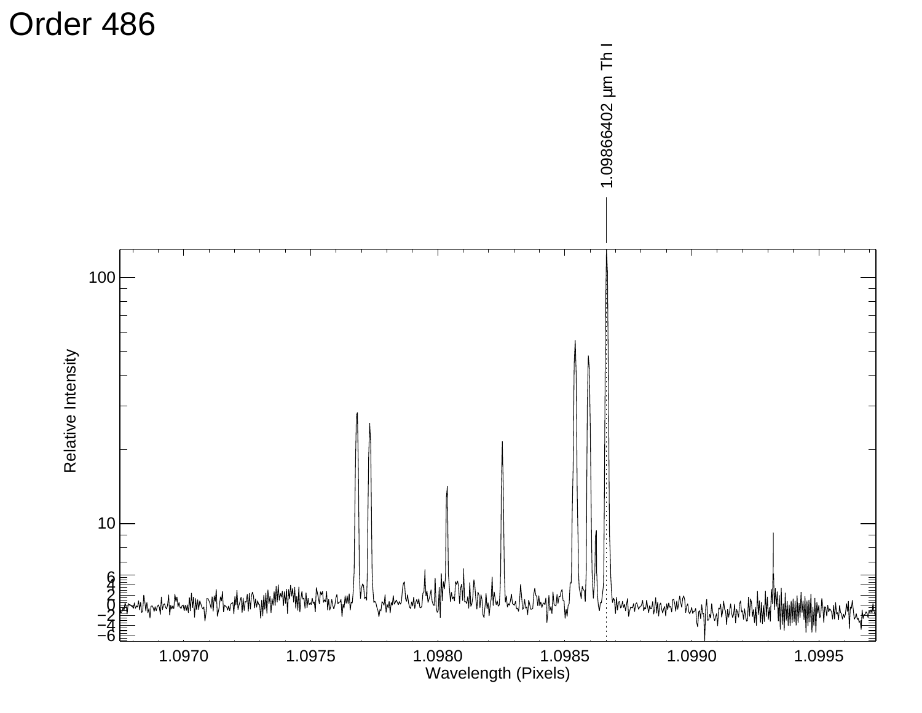# Order 486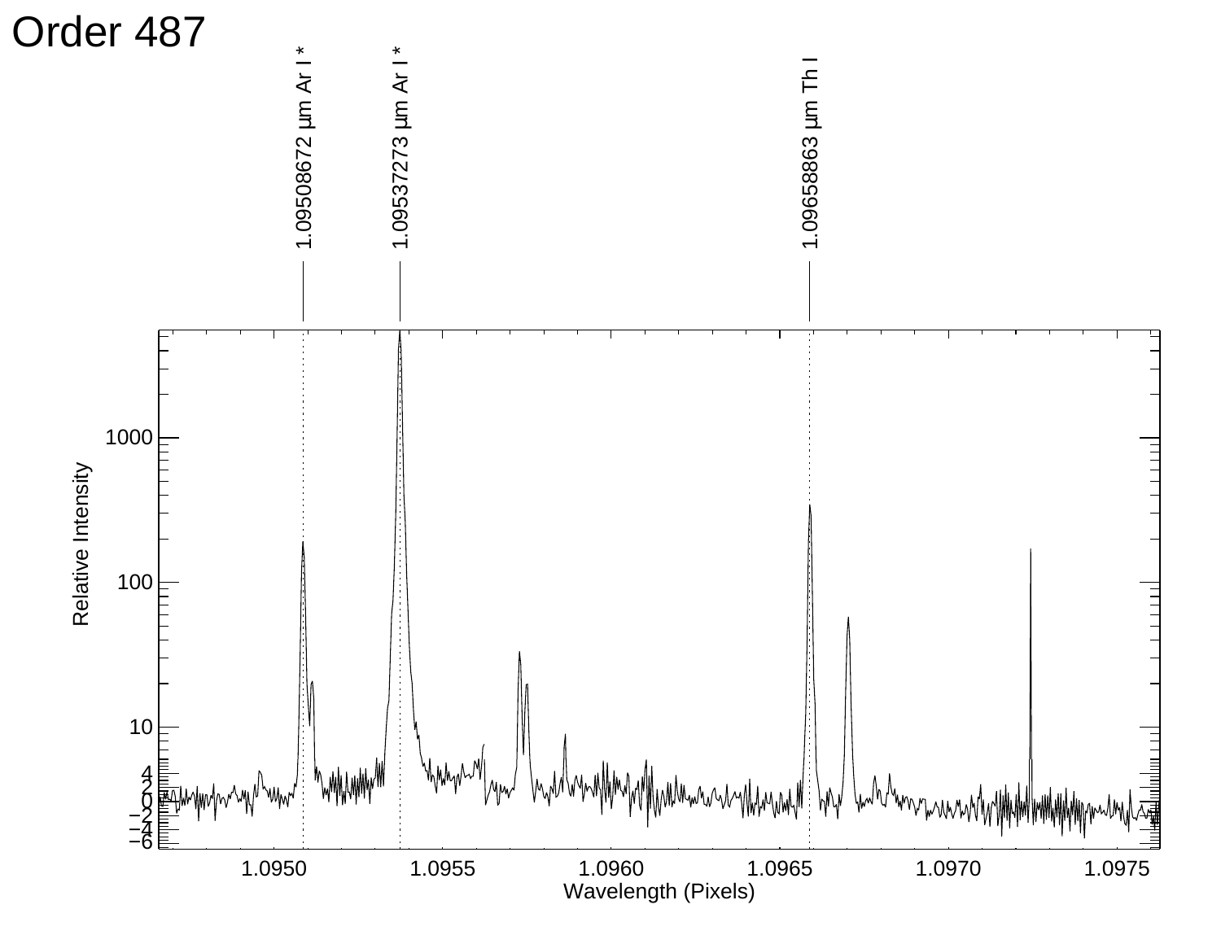# Order 487

1.09508672 μm Ar I *

1.09537273 μm Ar I *

1.09658863 μm Th I

Relative Intensity

Wavelength (Pixels)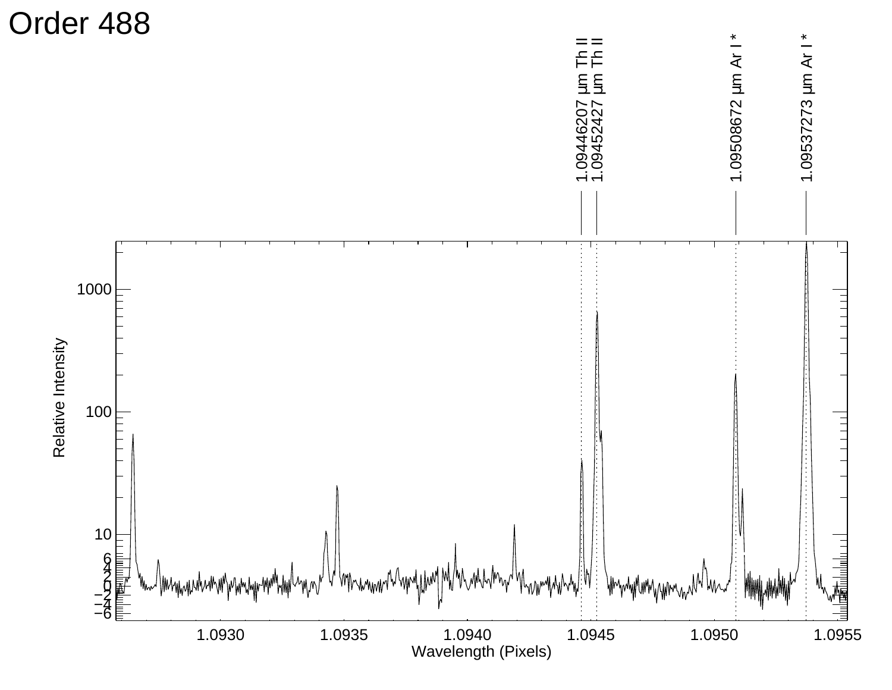# Order 488

1.09446207 μm Th II
1.09452427 μm Th II
1.09508672 μm Ar I *
1.09537273 μm Ar I *

Relative Intensity

1000
100
10
6
4
2
0
−2
−4
−6

1.0930
1.0935
1.0940
1.0945
1.0950
1.0955

Wavelength (Pixels)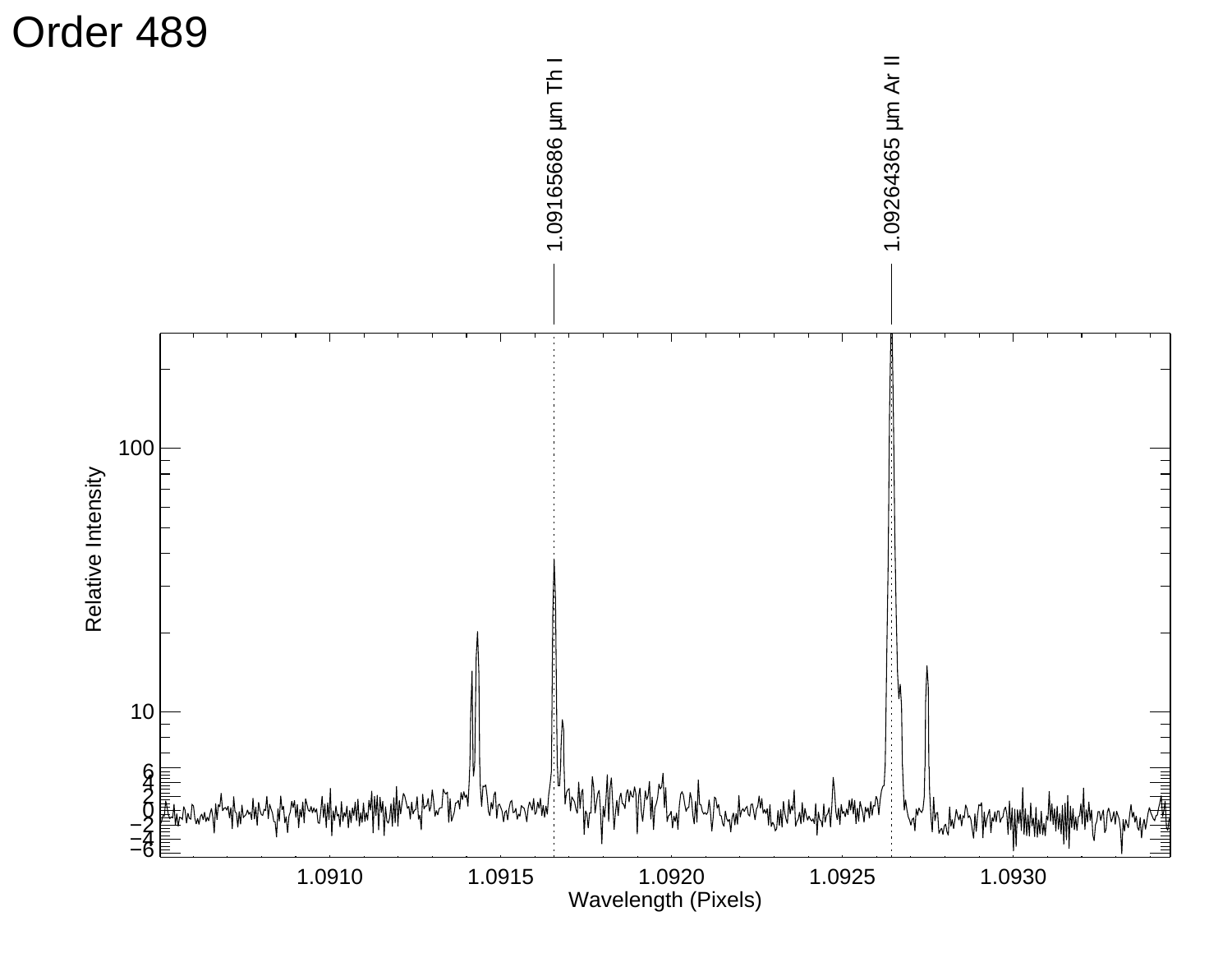# Order 489

1.09165686 μm Th I

1.09264365 μm Ar II

Relative Intensity

Wavelength (Pixels)

100

10

6
4
2
0
−2
−4
−6

1.0910 1.0915 1.0920 1.0925 1.0930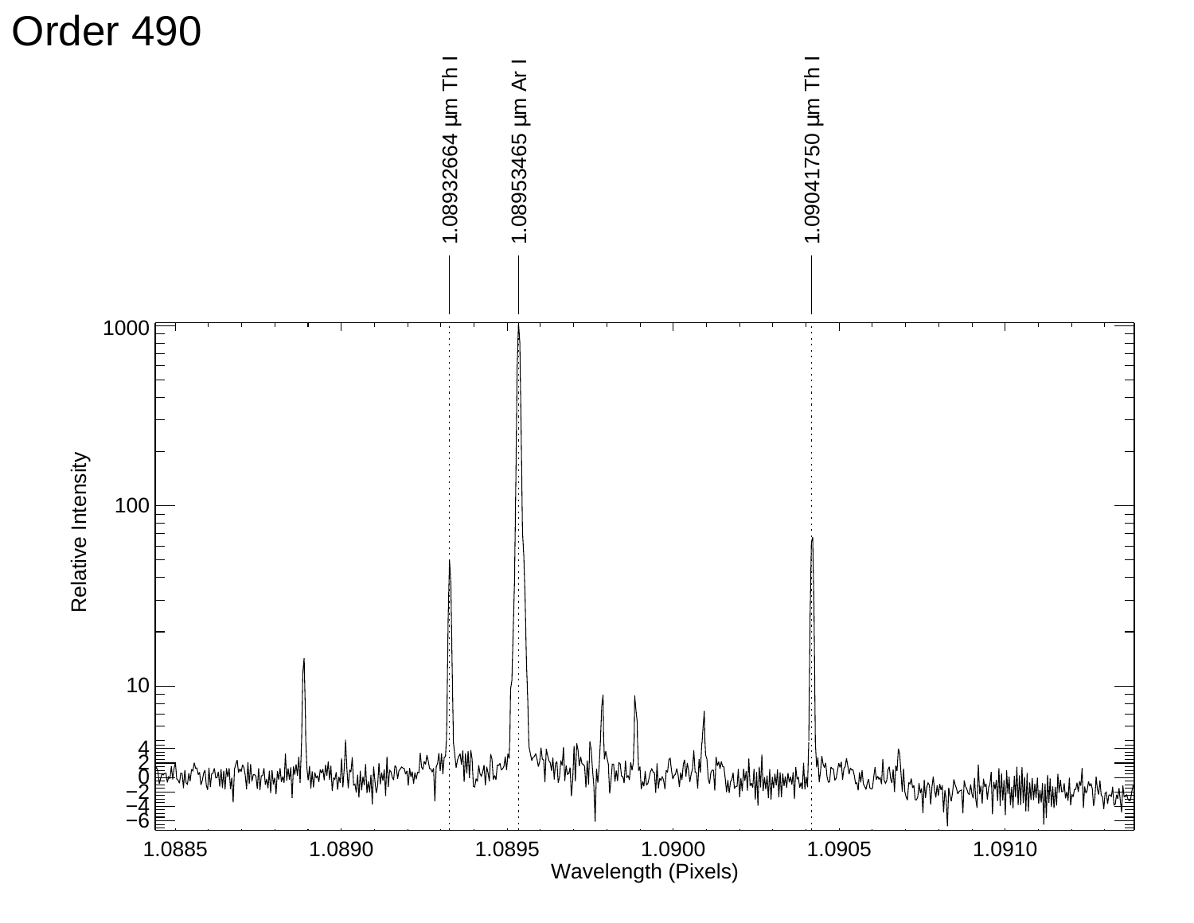# Order 490

1.08932664 μm Th I

1.08953465 μm Ar I

1.09041750 μm Th I

Relative Intensity

Wavelength (Pixels)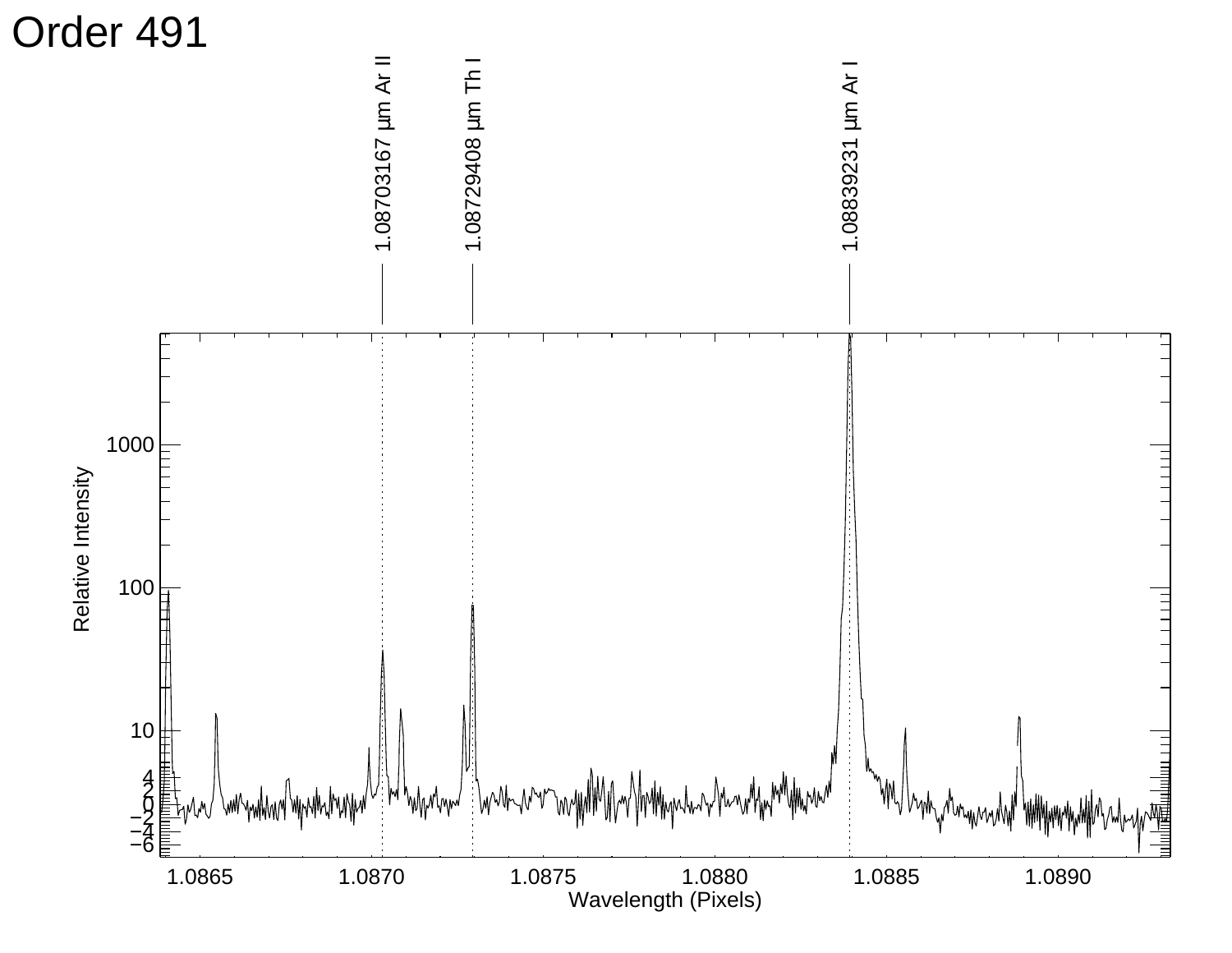# Order 491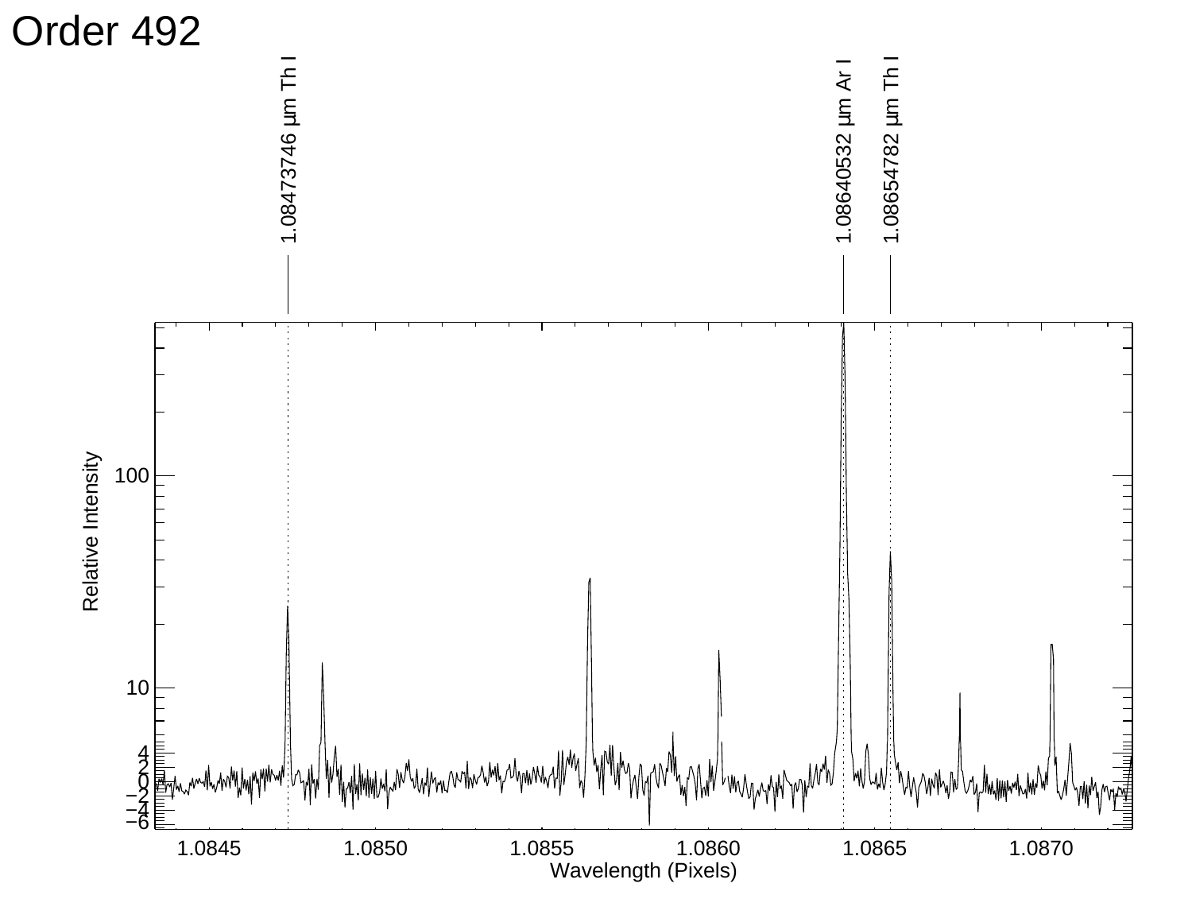# Order 492

1.08473746 μm Th I

1.08640532 μm Ar I

1.08654782 μm Th I

Relative Intensity

Wavelength (Pixels)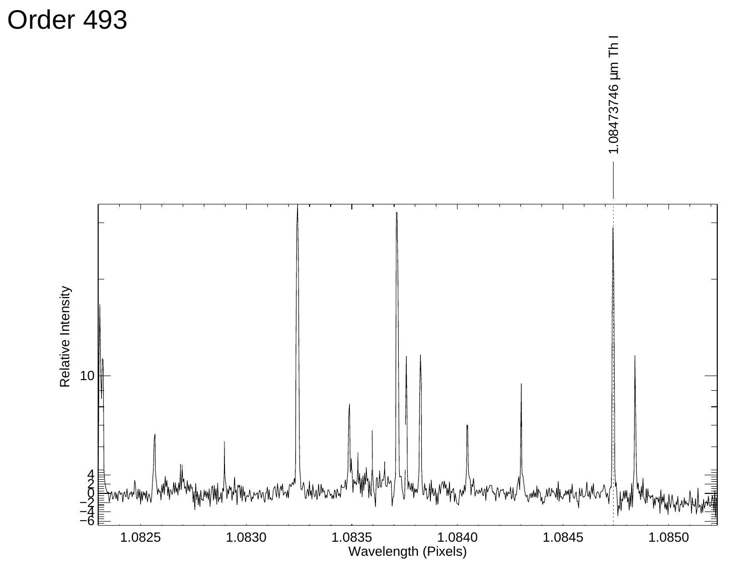# Order 493

1.08473746 μm Th I

Relative Intensity

Wavelength (Pixels)

1.0825 1.0830 1.0835 1.0840 1.0845 1.0850

10

4
2
0
−2
−4
−6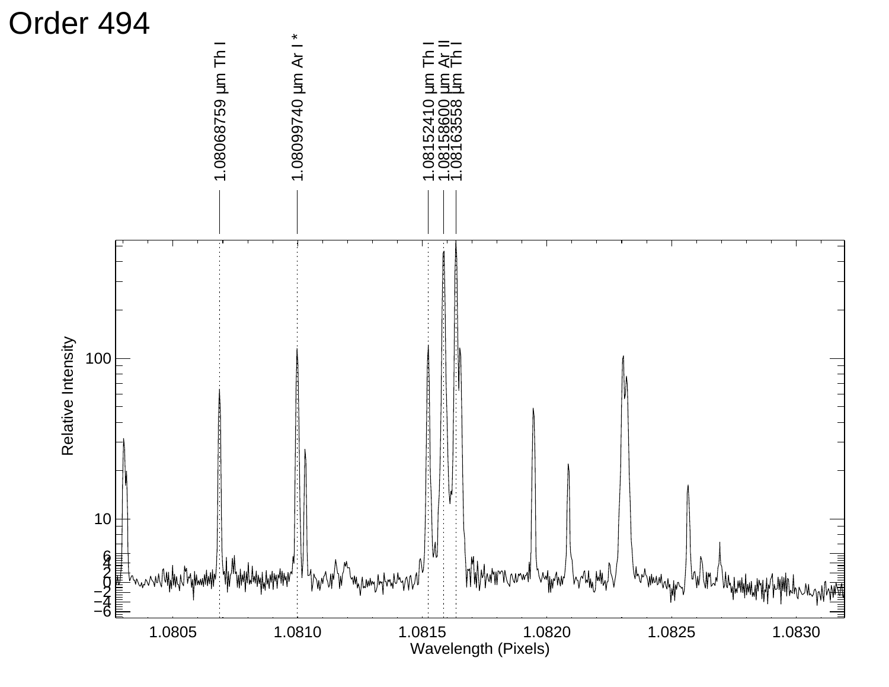# Order 494

1.08068759 μm Th I

1.08099740 μm Ar I *

1.08152410 μm Th I

1.08158600 μm Ar II

1.08163558 μm Th I

Relative Intensity

Wavelength (Pixels)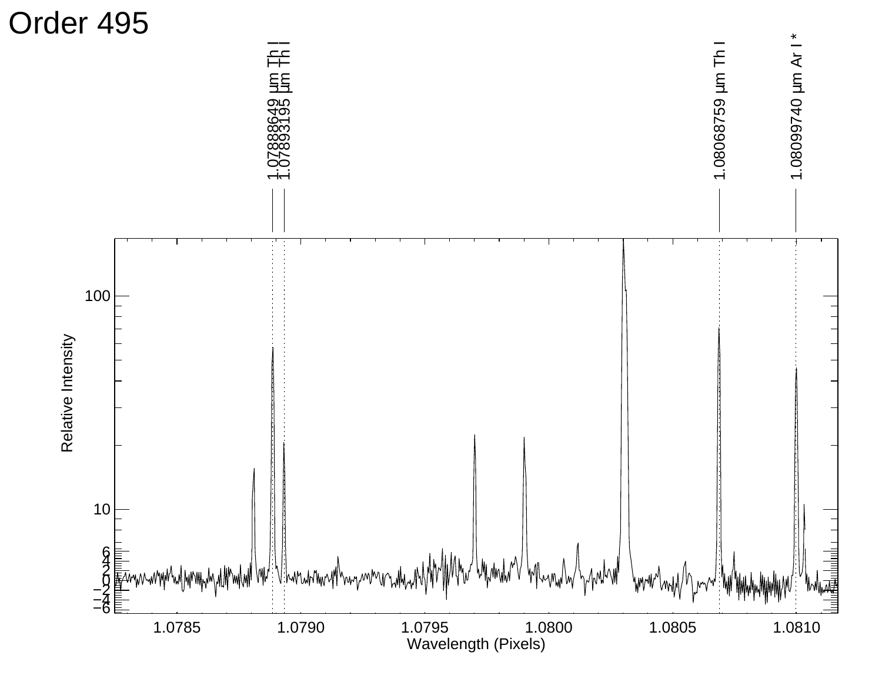# Order 495

1.07888649 µm Th I

1.07893195 µm Th I

1.08068759 µm Th I

1.08099740 µm Ar I *

Relative Intensity

Wavelength (Pixels)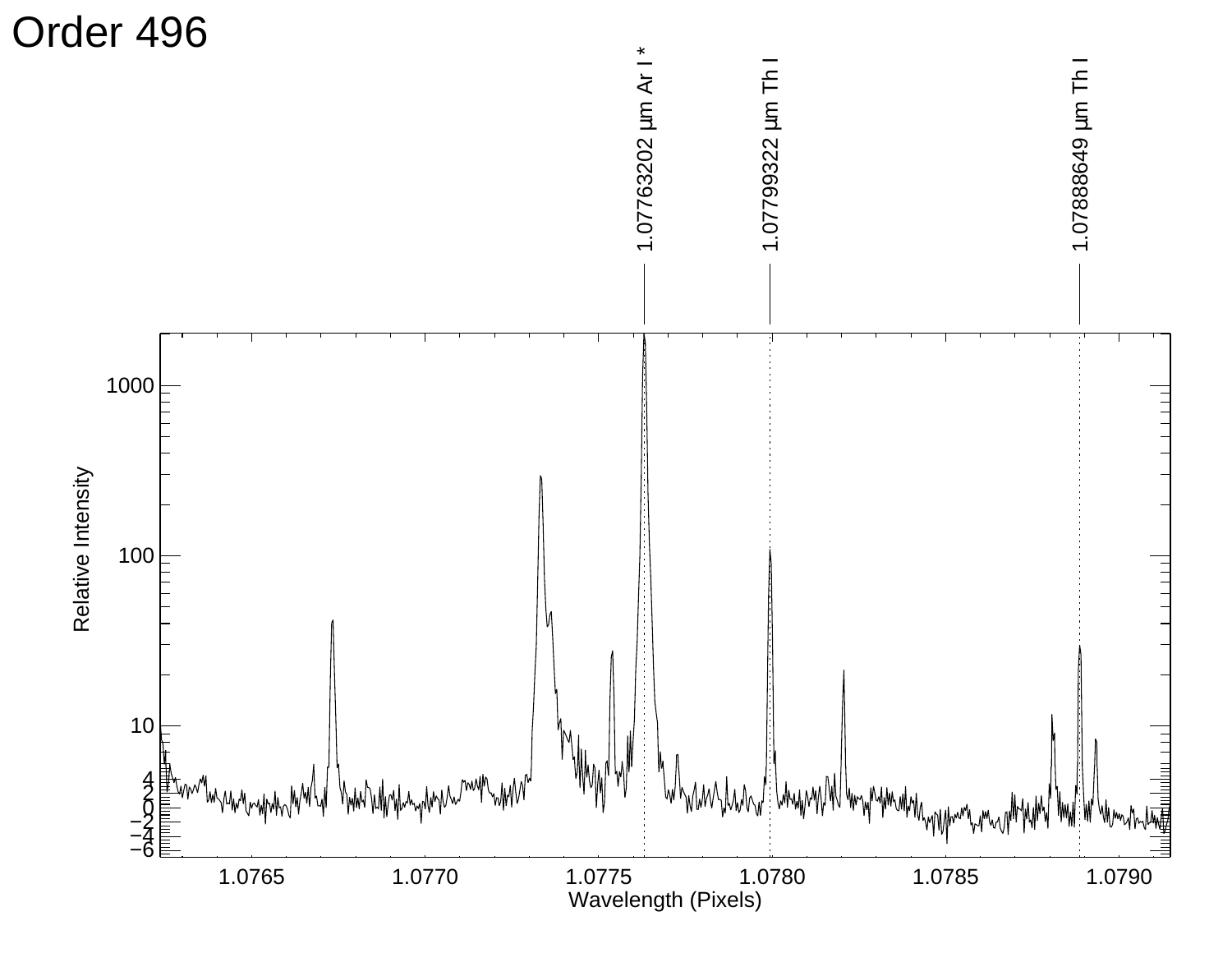# Order 496

1.07763202 µm Ar I *

1.07799322 µm Th I

1.07888649 µm Th I

Relative Intensity

Wavelength (Pixels)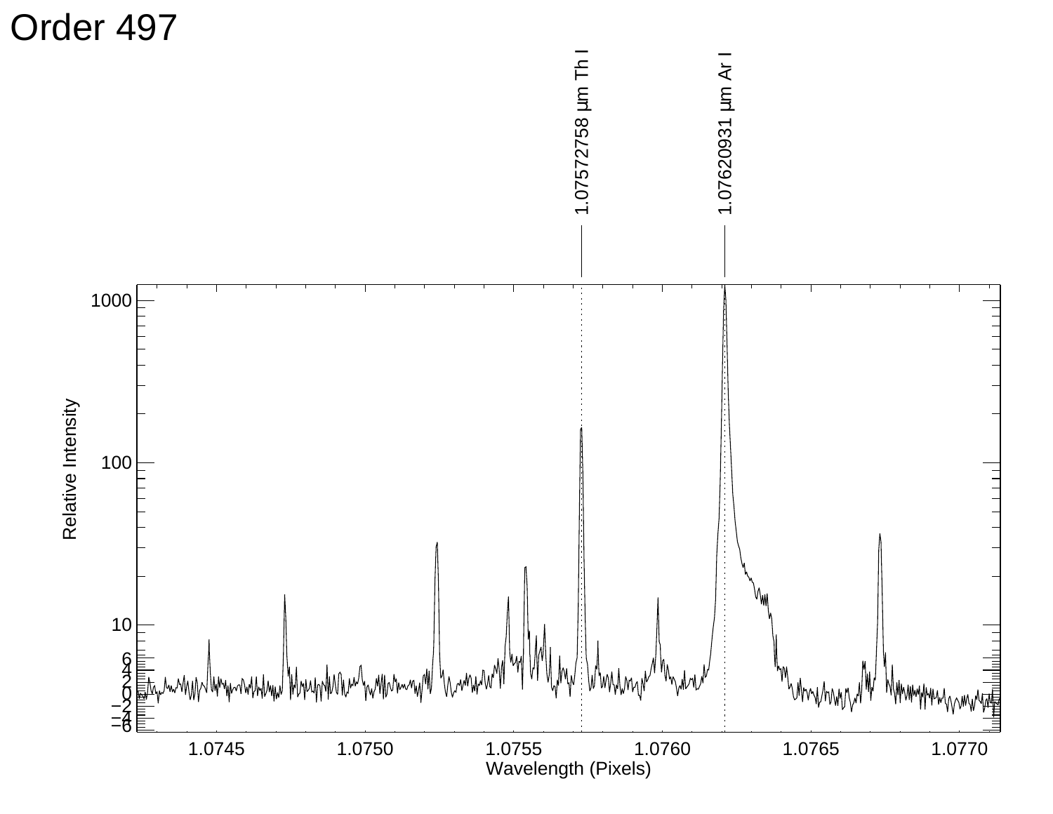# Order 497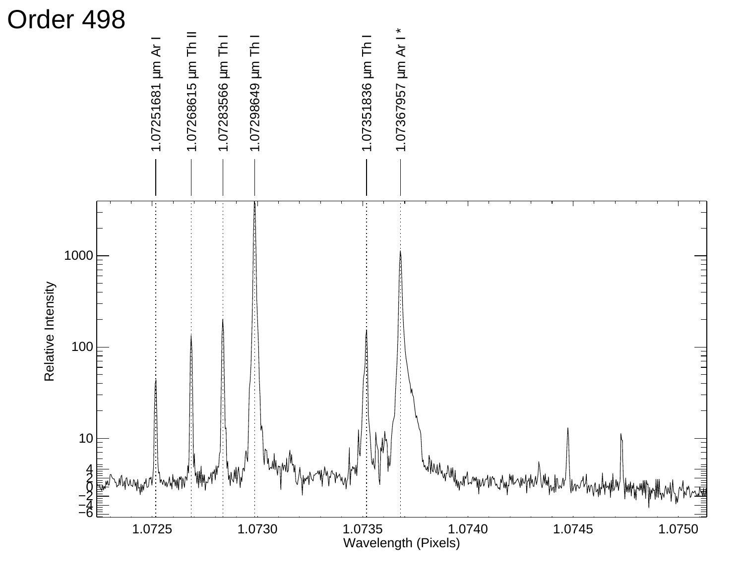# Order 498

1.07251681 μm Ar I

1.07268615 μm Th II

1.07283566 μm Th I

1.07298649 μm Th I

1.07351836 μm Th I

1.07367957 μm Ar I *

Relative Intensity

Wavelength (Pixels)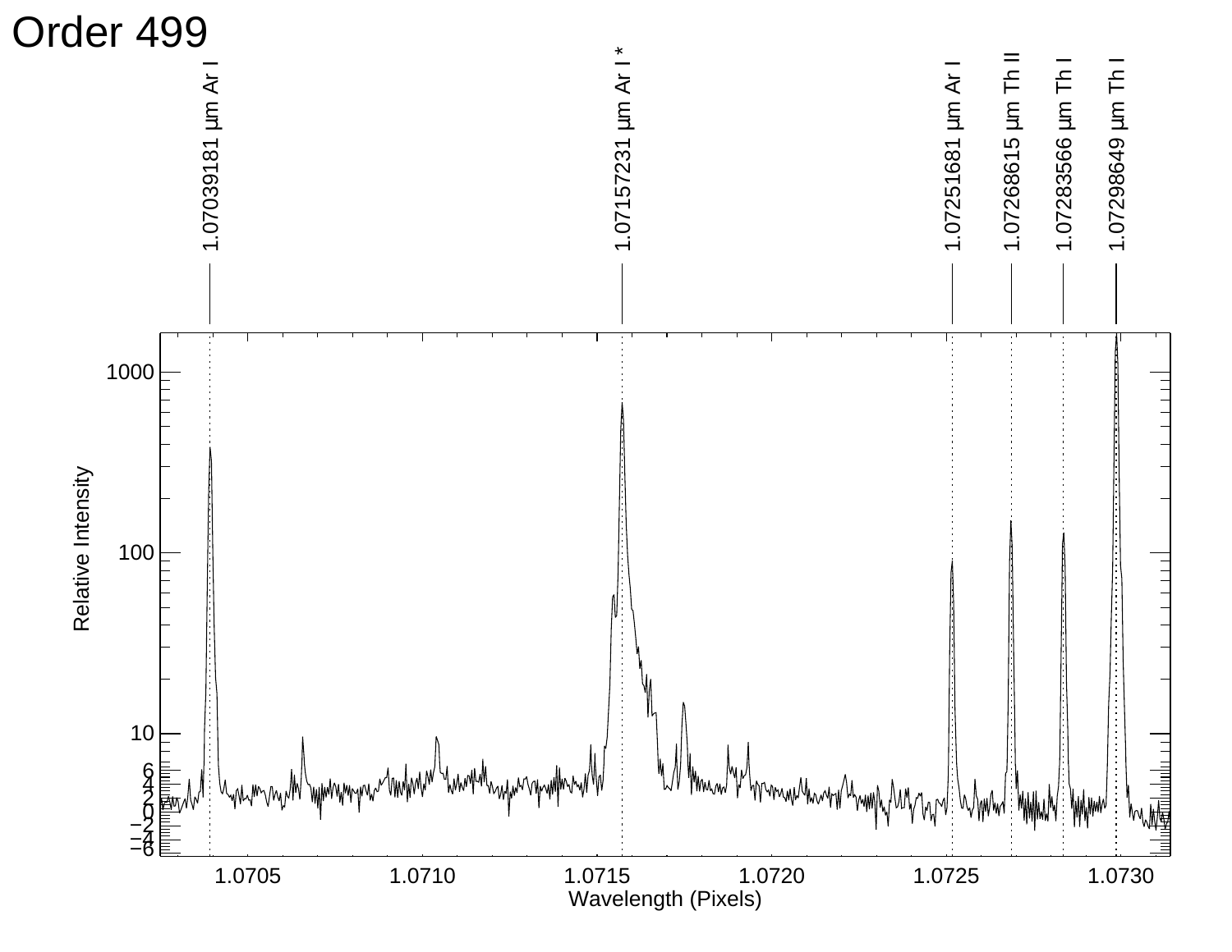# Order 499

1.07039181 µm Ar I

1.07157231 µm Ar I *

1.07251681 µm Ar I

1.07268615 µm Th II

1.07283566 µm Th I

1.07298649 µm Th I

Relative Intensity

Wavelength (Pixels)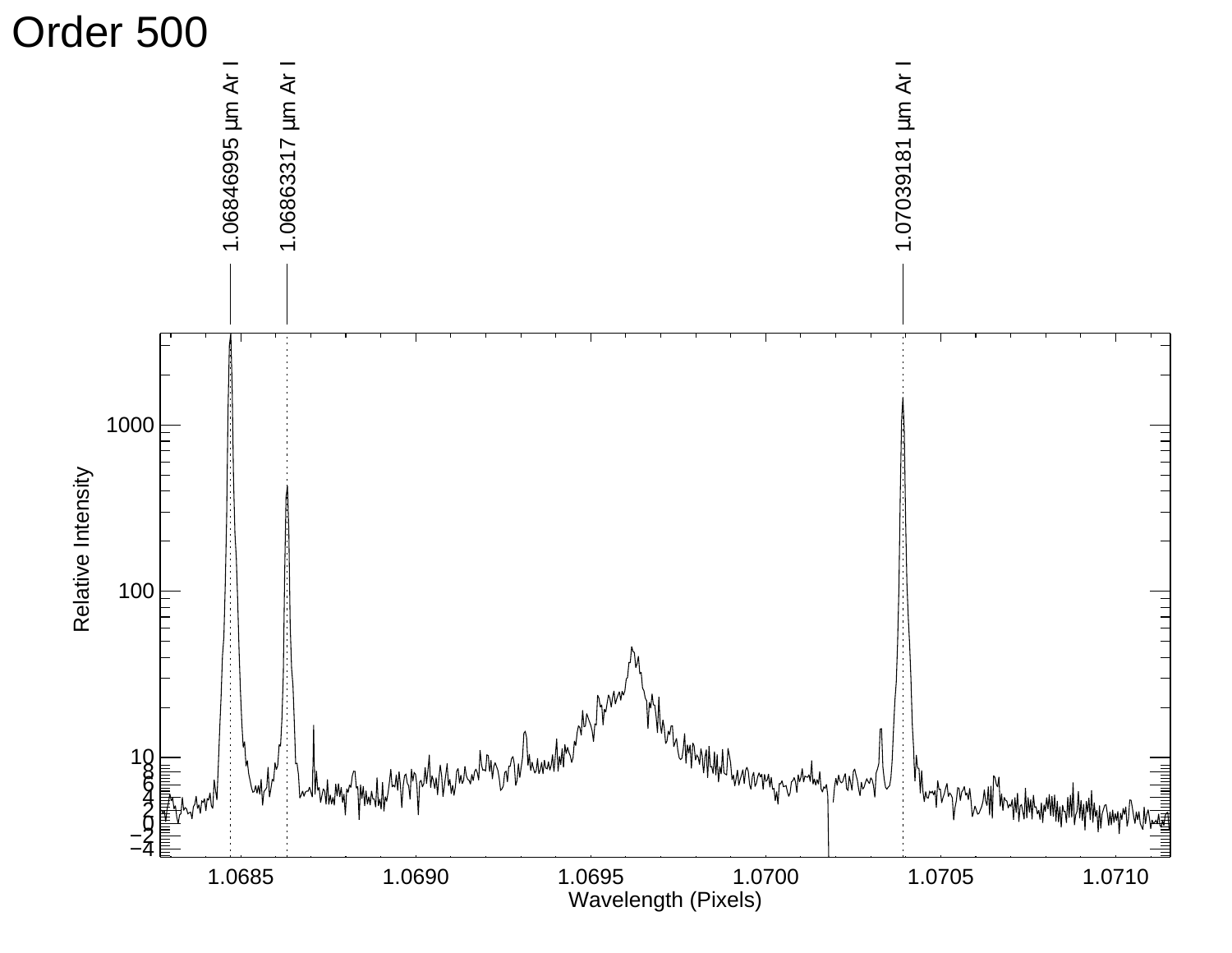# Order 500

1.06846995 µm Ar I

1.06863317 µm Ar I

1.07039181 µm Ar I

Relative Intensity

Wavelength (Pixels)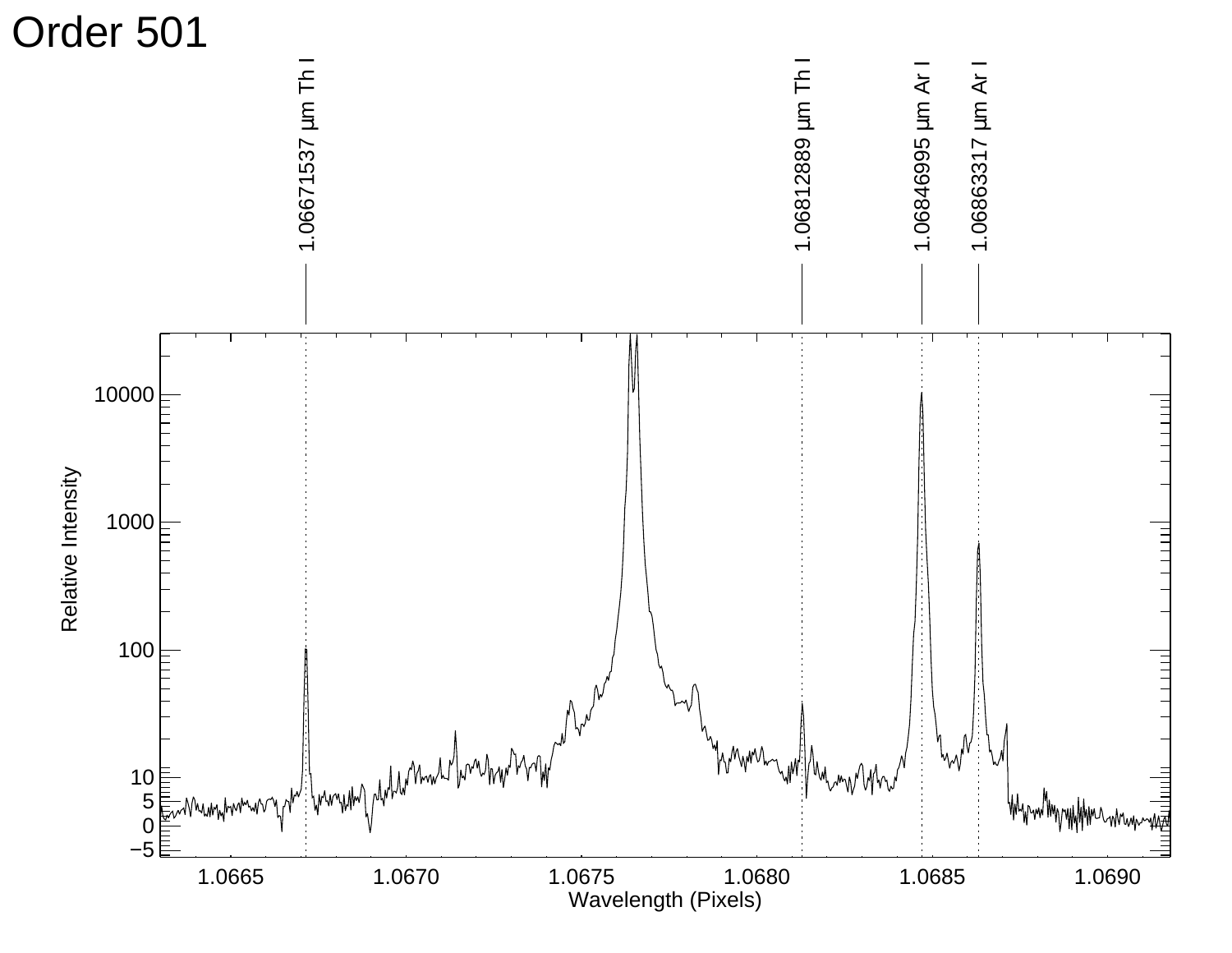# Order 501

1.06671537 μm Th I

1.06812889 μm Th I

1.06846995 μm Ar I

1.06863317 μm Ar I

Relative Intensity

Wavelength (Pixels)

1.0665 1.0670 1.0675 1.0680 1.0685 1.0690

−5 0 5 10 100 1000 10000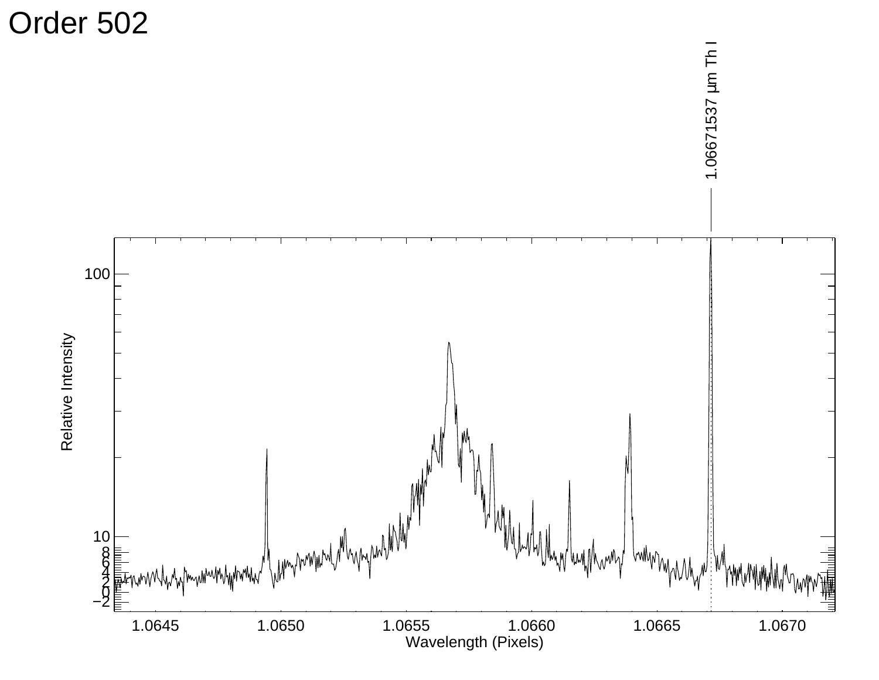# Order 502

1.06671537 μm Th I

Relative Intensity

Wavelength (Pixels)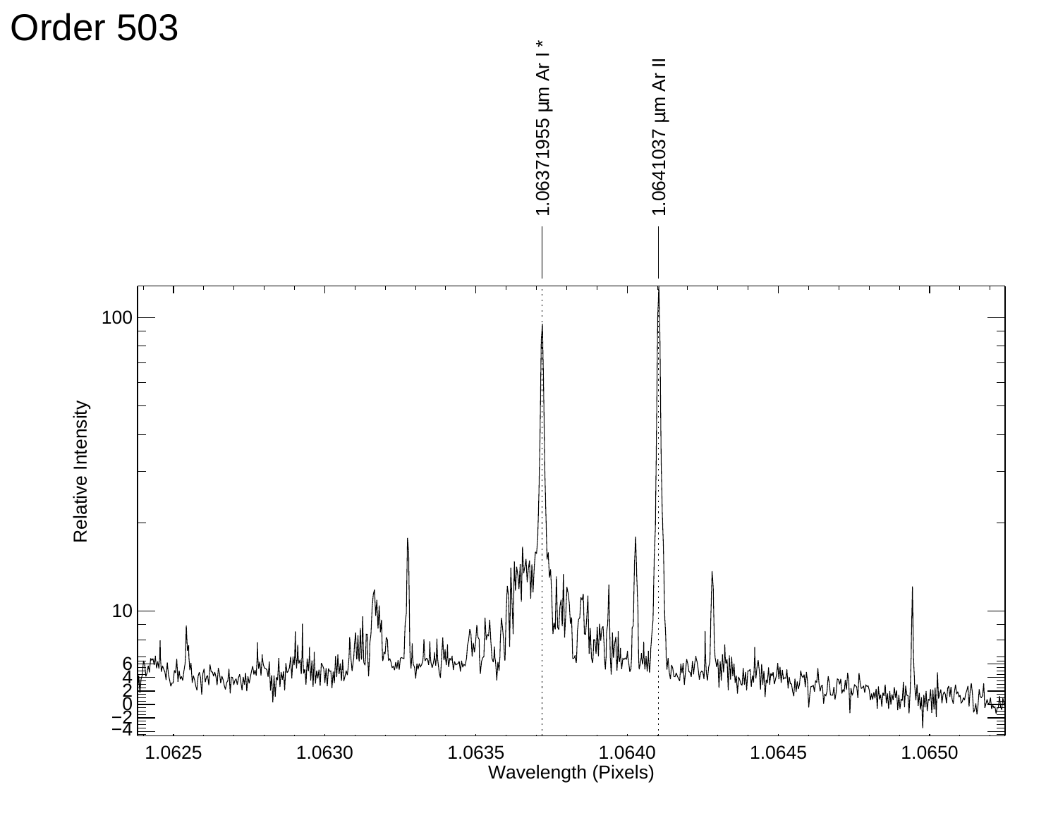# Order 503

1.06371955 µm Ar I *

1.0641037 µm Ar II

Relative Intensity

100

10

6
4
2
0
−2
−4

1.0625
1.0630
1.0635
1.0640
1.0645
1.0650

Wavelength (Pixels)